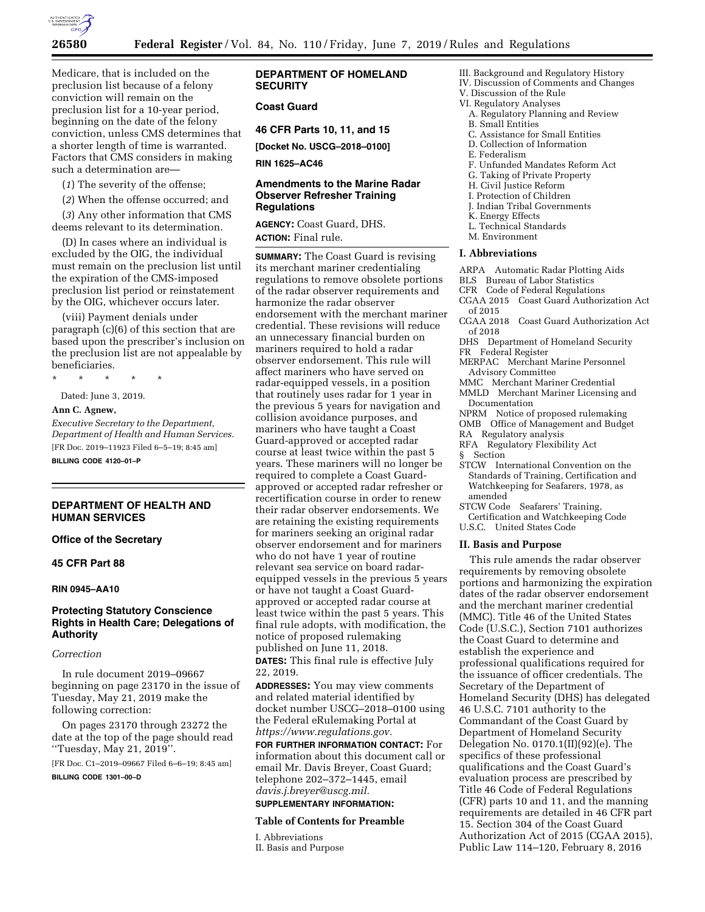Medicare, that is included on the preclusion list because of a felony conviction will remain on the preclusion list for a 10-year period, beginning on the date of the felony conviction, unless CMS determines that a shorter length of time is warranted. Factors that CMS considers in making such a determination are—

(*1*) The severity of the offense;

(*2*) When the offense occurred; and

(*3*) Any other information that CMS deems relevant to its determination.

(D) In cases where an individual is excluded by the OIG, the individual must remain on the preclusion list until the expiration of the CMS-imposed preclusion list period or reinstatement by the OIG, whichever occurs later.

(viii) Payment denials under paragraph (c)(6) of this section that are based upon the prescriber's inclusion on the preclusion list are not appealable by beneficiaries.

\* \* \* \* \*

Dated: June 3, 2019.

**Ann C. Agnew,**

*Executive Secretary to the Department, Department of Health and Human Services.*

[FR Doc. 2019–11923 Filed 6–5–19; 8:45 am]

**BILLING CODE 4120–01–P**

---

## DEPARTMENT OF HEALTH AND HUMAN SERVICES

### Office of the Secretary

### 45 CFR Part 88

### RIN 0945–AA10

## Protecting Statutory Conscience Rights in Health Care; Delegations of Authority

*Correction*

In rule document 2019–09667 beginning on page 23170 in the issue of Tuesday, May 21, 2019 make the following correction:

On pages 23170 through 23272 the date at the top of the page should read ''Tuesday, May 21, 2019''.

[FR Doc. C1–2019–09667 Filed 6–6–19; 8:45 am]

**BILLING CODE 1301–00–D**

---

## DEPARTMENT OF HOMELAND SECURITY

### Coast Guard

### 46 CFR Parts 10, 11, and 15

### [Docket No. USCG–2018–0100]

### RIN 1625–AC46

## Amendments to the Marine Radar Observer Refresher Training Regulations

**AGENCY:** Coast Guard, DHS.

**ACTION:** Final rule.

**SUMMARY:** The Coast Guard is revising its merchant mariner credentialing regulations to remove obsolete portions of the radar observer requirements and harmonize the radar observer endorsement with the merchant mariner credential. These revisions will reduce an unnecessary financial burden on mariners required to hold a radar observer endorsement. This rule will affect mariners who have served on radar-equipped vessels, in a position that routinely uses radar for 1 year in the previous 5 years for navigation and collision avoidance purposes, and mariners who have taught a Coast Guard-approved or accepted radar course at least twice within the past 5 years. These mariners will no longer be required to complete a Coast Guard-approved or accepted radar refresher or recertification course in order to renew their radar observer endorsements. We are retaining the existing requirements for mariners seeking an original radar observer endorsement and for mariners who do not have 1 year of routine relevant sea service on board radar-equipped vessels in the previous 5 years or have not taught a Coast Guard-approved or accepted radar course at least twice within the past 5 years. This final rule adopts, with modification, the notice of proposed rulemaking published on June 11, 2018.

**DATES:** This final rule is effective July 22, 2019.

**ADDRESSES:** You may view comments and related material identified by docket number USCG–2018–0100 using the Federal eRulemaking Portal at *https://www.regulations.gov.*

**FOR FURTHER INFORMATION CONTACT:** For information about this document call or email Mr. Davis Breyer, Coast Guard; telephone 202–372–1445, email *davis.j.breyer@uscg.mil.*

**SUPPLEMENTARY INFORMATION:**

### Table of Contents for Preamble

I. Abbreviations
II. Basis and Purpose
III. Background and Regulatory History
IV. Discussion of Comments and Changes
V. Discussion of the Rule
VI. Regulatory Analyses
  A. Regulatory Planning and Review
  B. Small Entities
  C. Assistance for Small Entities
  D. Collection of Information
  E. Federalism
  F. Unfunded Mandates Reform Act
  G. Taking of Private Property
  H. Civil Justice Reform
  I. Protection of Children
  J. Indian Tribal Governments
  K. Energy Effects
  L. Technical Standards
  M. Environment

### I. Abbreviations

ARPA Automatic Radar Plotting Aids
BLS Bureau of Labor Statistics
CFR Code of Federal Regulations
CGAA 2015 Coast Guard Authorization Act of 2015
CGAA 2018 Coast Guard Authorization Act of 2018
DHS Department of Homeland Security
FR Federal Register
MERPAC Merchant Marine Personnel Advisory Committee
MMC Merchant Mariner Credential
MMLD Merchant Mariner Licensing and Documentation
NPRM Notice of proposed rulemaking
OMB Office of Management and Budget
RA Regulatory analysis
RFA Regulatory Flexibility Act
§ Section
STCW International Convention on the Standards of Training, Certification and Watchkeeping for Seafarers, 1978, as amended
STCW Code Seafarers' Training, Certification and Watchkeeping Code
U.S.C. United States Code

### II. Basis and Purpose

This rule amends the radar observer requirements by removing obsolete portions and harmonizing the expiration dates of the radar observer endorsement and the merchant mariner credential (MMC). Title 46 of the United States Code (U.S.C.), Section 7101 authorizes the Coast Guard to determine and establish the experience and professional qualifications required for the issuance of officer credentials. The Secretary of the Department of Homeland Security (DHS) has delegated 46 U.S.C. 7101 authority to the Commandant of the Coast Guard by Department of Homeland Security Delegation No. 0170.1(II)(92)(e). The specifics of these professional qualifications and the Coast Guard's evaluation process are prescribed by Title 46 Code of Federal Regulations (CFR) parts 10 and 11, and the manning requirements are detailed in 46 CFR part 15. Section 304 of the Coast Guard Authorization Act of 2015 (CGAA 2015), Public Law 114–120, February 8, 2016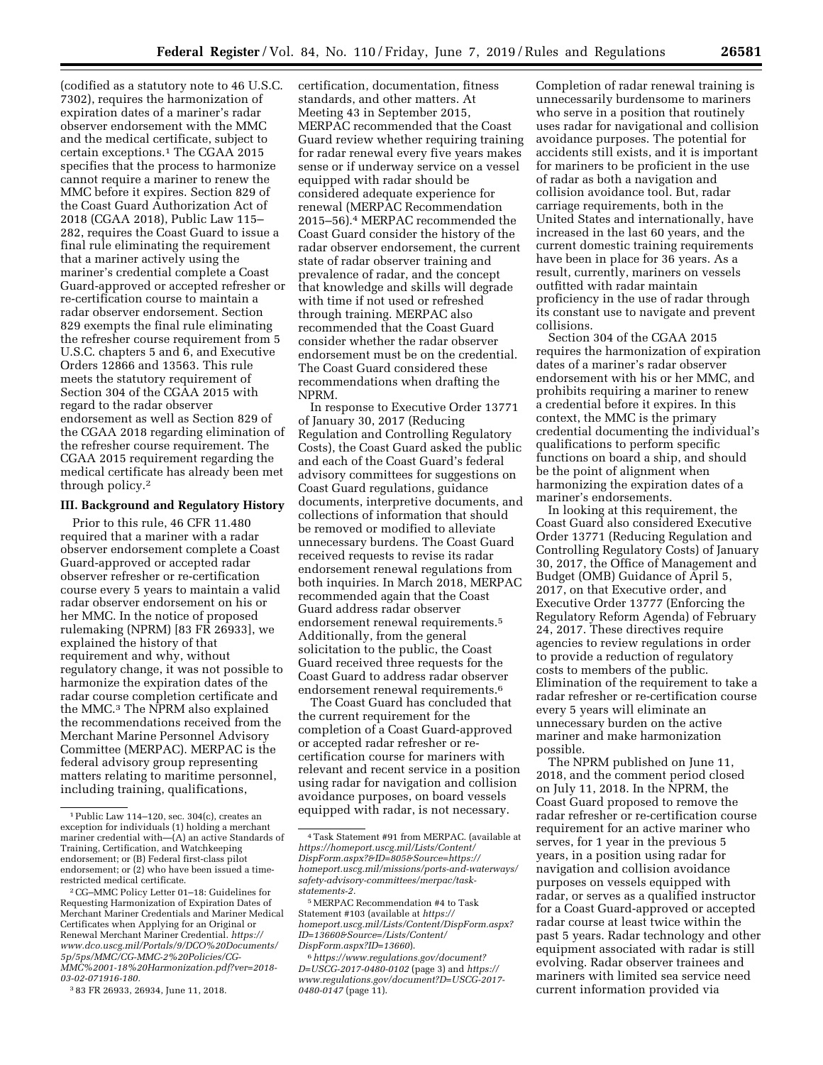(codified as a statutory note to 46 U.S.C. 7302), requires the harmonization of expiration dates of a mariner's radar observer endorsement with the MMC and the medical certificate, subject to certain exceptions.[1] The CGAA 2015 specifies that the process to harmonize cannot require a mariner to renew the MMC before it expires. Section 829 of the Coast Guard Authorization Act of 2018 (CGAA 2018), Public Law 115–282, requires the Coast Guard to issue a final rule eliminating the requirement that a mariner actively using the mariner's credential complete a Coast Guard-approved or accepted refresher or re-certification course to maintain a radar observer endorsement. Section 829 exempts the final rule eliminating the refresher course requirement from 5 U.S.C. chapters 5 and 6, and Executive Orders 12866 and 13563. This rule meets the statutory requirement of Section 304 of the CGAA 2015 with regard to the radar observer endorsement as well as Section 829 of the CGAA 2018 regarding elimination of the refresher course requirement. The CGAA 2015 requirement regarding the medical certificate has already been met through policy.[2]

## III. Background and Regulatory History

Prior to this rule, 46 CFR 11.480 required that a mariner with a radar observer endorsement complete a Coast Guard-approved or accepted radar observer refresher or re-certification course every 5 years to maintain a valid radar observer endorsement on his or her MMC. In the notice of proposed rulemaking (NPRM) [83 FR 26933], we explained the history of that requirement and why, without regulatory change, it was not possible to harmonize the expiration dates of the radar course completion certificate and the MMC.[3] The NPRM also explained the recommendations received from the Merchant Marine Personnel Advisory Committee (MERPAC). MERPAC is the federal advisory group representing matters relating to maritime personnel, including training, qualifications, certification, documentation, fitness standards, and other matters. At Meeting 43 in September 2015, MERPAC recommended that the Coast Guard review whether requiring training for radar renewal every five years makes sense or if underway service on a vessel equipped with radar should be considered adequate experience for renewal (MERPAC Recommendation 2015–56).[4] MERPAC recommended the Coast Guard consider the history of the radar observer endorsement, the current state of radar observer training and prevalence of radar, and the concept that knowledge and skills will degrade with time if not used or refreshed through training. MERPAC also recommended that the Coast Guard consider whether the radar observer endorsement must be on the credential. The Coast Guard considered these recommendations when drafting the NPRM.

In response to Executive Order 13771 of January 30, 2017 (Reducing Regulation and Controlling Regulatory Costs), the Coast Guard asked the public and each of the Coast Guard's federal advisory committees for suggestions on Coast Guard regulations, guidance documents, interpretive documents, and collections of information that should be removed or modified to alleviate unnecessary burdens. The Coast Guard received requests to revise its radar endorsement renewal regulations from both inquiries. In March 2018, MERPAC recommended again that the Coast Guard address radar observer endorsement renewal requirements.[5] Additionally, from the general solicitation to the public, the Coast Guard received three requests for the Coast Guard to address radar observer endorsement renewal requirements.[6]

The Coast Guard has concluded that the current requirement for the completion of a Coast Guard-approved or accepted radar refresher or re-certification course for mariners with relevant and recent service in a position using radar for navigation and collision avoidance purposes, on board vessels equipped with radar, is not necessary. Completion of radar renewal training is unnecessarily burdensome to mariners who serve in a position that routinely uses radar for navigational and collision avoidance purposes. The potential for accidents still exists, and it is important for mariners to be proficient in the use of radar as both a navigation and collision avoidance tool. But, radar carriage requirements, both in the United States and internationally, have increased in the last 60 years, and the current domestic training requirements have been in place for 36 years. As a result, currently, mariners on vessels outfitted with radar maintain proficiency in the use of radar through its constant use to navigate and prevent collisions.

Section 304 of the CGAA 2015 requires the harmonization of expiration dates of a mariner's radar observer endorsement with his or her MMC, and prohibits requiring a mariner to renew a credential before it expires. In this context, the MMC is the primary credential documenting the individual's qualifications to perform specific functions on board a ship, and should be the point of alignment when harmonizing the expiration dates of a mariner's endorsements.

In looking at this requirement, the Coast Guard also considered Executive Order 13771 (Reducing Regulation and Controlling Regulatory Costs) of January 30, 2017, the Office of Management and Budget (OMB) Guidance of April 5, 2017, on that Executive order, and Executive Order 13777 (Enforcing the Regulatory Reform Agenda) of February 24, 2017. These directives require agencies to review regulations in order to provide a reduction of regulatory costs to members of the public. Elimination of the requirement to take a radar refresher or re-certification course every 5 years will eliminate an unnecessary burden on the active mariner and make harmonization possible.

The NPRM published on June 11, 2018, and the comment period closed on July 11, 2018. In the NPRM, the Coast Guard proposed to remove the radar refresher or re-certification course requirement for an active mariner who serves, for 1 year in the previous 5 years, in a position using radar for navigation and collision avoidance purposes on vessels equipped with radar, or serves as a qualified instructor for a Coast Guard-approved or accepted radar course at least twice within the past 5 years. Radar technology and other equipment associated with radar is still evolving. Radar observer trainees and mariners with limited sea service need current information provided via

---

[1] Public Law 114–120, sec. 304(c), creates an exception for individuals (1) holding a merchant mariner credential with—(A) an active Standards of Training, Certification, and Watchkeeping endorsement; or (B) Federal first-class pilot endorsement; or (2) who have been issued a time-restricted medical certificate.

[2] CG–MMC Policy Letter 01–18: Guidelines for Requesting Harmonization of Expiration Dates of Merchant Mariner Credentials and Mariner Medical Certificates when Applying for an Original or Renewal Merchant Mariner Credential. *https://www.dco.uscg.mil/Portals/9/DCO%20Documents/5p/5ps/MMC/CG-MMC-2%20Policies/CG-MMC%2001-18%20Harmonization.pdf?ver=2018-03-02-071916-180.*

[3] 83 FR 26933, 26934, June 11, 2018.

[4] Task Statement #91 from MERPAC. (available at *https://homeport.uscg.mil/Lists/Content/DispForm.aspx?&ID=805&Source=https://homeport.uscg.mil/missions/ports-and-waterways/safety-advisory-committees/merpac/task-statements-2.*

[5] MERPAC Recommendation #4 to Task Statement #103 (available at *https://homeport.uscg.mil/Lists/Content/DispForm.aspx?ID=13660&Source=/Lists/Content/DispForm.aspx?ID=13660*).

[6] *https://www.regulations.gov/document?D=USCG-2017-0480-0102* (page 3) and *https://www.regulations.gov/document?D=USCG-2017-0480-0147* (page 11).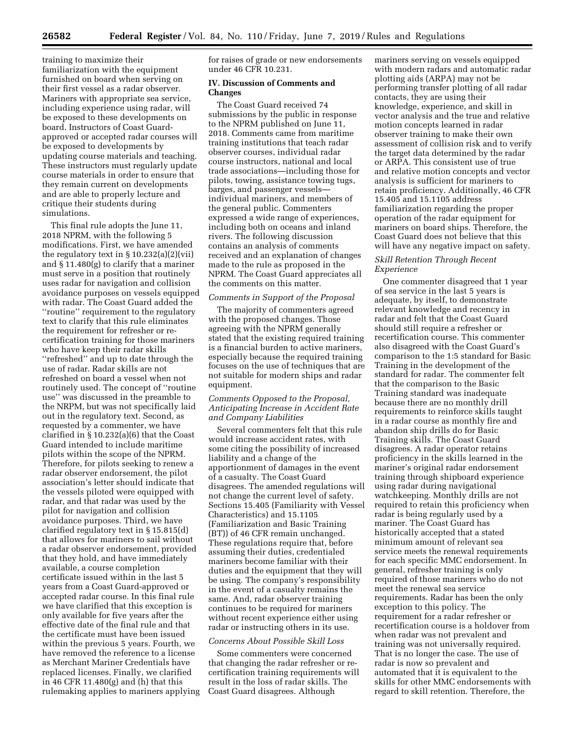training to maximize their familiarization with the equipment furnished on board when serving on their first vessel as a radar observer. Mariners with appropriate sea service, including experience using radar, will be exposed to these developments on board. Instructors of Coast Guard-approved or accepted radar courses will be exposed to developments by updating course materials and teaching. These instructors must regularly update course materials in order to ensure that they remain current on developments and are able to properly lecture and critique their students during simulations.

This final rule adopts the June 11, 2018 NPRM, with the following 5 modifications. First, we have amended the regulatory text in § 10.232(a)(2)(vii) and § 11.480(g) to clarify that a mariner must serve in a position that routinely uses radar for navigation and collision avoidance purposes on vessels equipped with radar. The Coast Guard added the ''routine'' requirement to the regulatory text to clarify that this rule eliminates the requirement for refresher or re-certification training for those mariners who have keep their radar skills ''refreshed'' and up to date through the use of radar. Radar skills are not refreshed on board a vessel when not routinely used. The concept of ''routine use'' was discussed in the preamble to the NRPM, but was not specifically laid out in the regulatory text. Second, as requested by a commenter, we have clarified in § 10.232(a)(6) that the Coast Guard intended to include maritime pilots within the scope of the NPRM. Therefore, for pilots seeking to renew a radar observer endorsement, the pilot association's letter should indicate that the vessels piloted were equipped with radar, and that radar was used by the pilot for navigation and collision avoidance purposes. Third, we have clarified regulatory text in § 15.815(d) that allows for mariners to sail without a radar observer endorsement, provided that they hold, and have immediately available, a course completion certificate issued within in the last 5 years from a Coast Guard-approved or accepted radar course. In this final rule we have clarified that this exception is only available for five years after the effective date of the final rule and that the certificate must have been issued within the previous 5 years. Fourth, we have removed the reference to a license as Merchant Mariner Credentials have replaced licenses. Finally, we clarified in 46 CFR 11.480(g) and (h) that this rulemaking applies to mariners applying for raises of grade or new endorsements under 46 CFR 10.231.

## IV. Discussion of Comments and Changes

The Coast Guard received 74 submissions by the public in response to the NPRM published on June 11, 2018. Comments came from maritime training institutions that teach radar observer courses, individual radar course instructors, national and local trade associations—including those for pilots, towing, assistance towing tugs, barges, and passenger vessels—individual mariners, and members of the general public. Commenters expressed a wide range of experiences, including both on oceans and inland rivers. The following discussion contains an analysis of comments received and an explanation of changes made to the rule as proposed in the NPRM. The Coast Guard appreciates all the comments on this matter.

### *Comments in Support of the Proposal*

The majority of commenters agreed with the proposed changes. Those agreeing with the NPRM generally stated that the existing required training is a financial burden to active mariners, especially because the required training focuses on the use of techniques that are not suitable for modern ships and radar equipment.

### *Comments Opposed to the Proposal, Anticipating Increase in Accident Rate and Company Liabilities*

Several commenters felt that this rule would increase accident rates, with some citing the possibility of increased liability and a change of the apportionment of damages in the event of a casualty. The Coast Guard disagrees. The amended regulations will not change the current level of safety. Sections 15.405 (Familiarity with Vessel Characteristics) and 15.1105 (Familiarization and Basic Training (BT)) of 46 CFR remain unchanged. These regulations require that, before assuming their duties, credentialed mariners become familiar with their duties and the equipment that they will be using. The company's responsibility in the event of a casualty remains the same. And, radar observer training continues to be required for mariners without recent experience either using radar or instructing others in its use.

### *Concerns About Possible Skill Loss*

Some commenters were concerned that changing the radar refresher or re-certification training requirements will result in the loss of radar skills. The Coast Guard disagrees. Although mariners serving on vessels equipped with modern radars and automatic radar plotting aids (ARPA) may not be performing transfer plotting of all radar contacts, they are using their knowledge, experience, and skill in vector analysis and the true and relative motion concepts learned in radar observer training to make their own assessment of collision risk and to verify the target data determined by the radar or ARPA. This consistent use of true and relative motion concepts and vector analysis is sufficient for mariners to retain proficiency. Additionally, 46 CFR 15.405 and 15.1105 address familiarization regarding the proper operation of the radar equipment for mariners on board ships. Therefore, the Coast Guard does not believe that this will have any negative impact on safety.

### *Skill Retention Through Recent Experience*

One commenter disagreed that 1 year of sea service in the last 5 years is adequate, by itself, to demonstrate relevant knowledge and recency in radar and felt that the Coast Guard should still require a refresher or recertification course. This commenter also disagreed with the Coast Guard's comparison to the 1:5 standard for Basic Training in the development of the standard for radar. The commenter felt that the comparison to the Basic Training standard was inadequate because there are no monthly drill requirements to reinforce skills taught in a radar course as monthly fire and abandon ship drills do for Basic Training skills. The Coast Guard disagrees. A radar operator retains proficiency in the skills learned in the mariner's original radar endorsement training through shipboard experience using radar during navigational watchkeeping. Monthly drills are not required to retain this proficiency when radar is being regularly used by a mariner. The Coast Guard has historically accepted that a stated minimum amount of relevant sea service meets the renewal requirements for each specific MMC endorsement. In general, refresher training is only required of those mariners who do not meet the renewal sea service requirements. Radar has been the only exception to this policy. The requirement for a radar refresher or recertification course is a holdover from when radar was not prevalent and training was not universally required. That is no longer the case. The use of radar is now so prevalent and automated that it is equivalent to the skills for other MMC endorsements with regard to skill retention. Therefore, the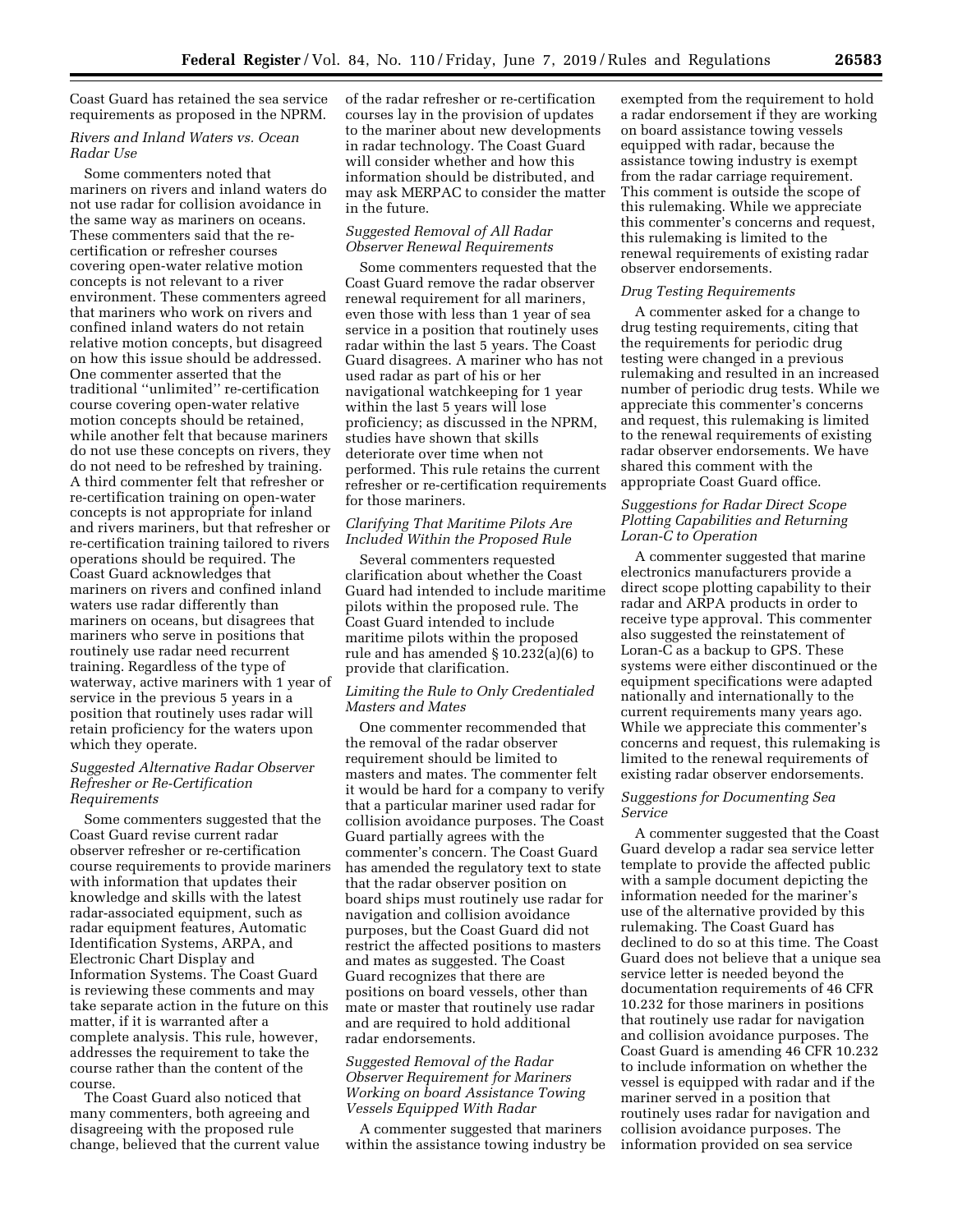Coast Guard has retained the sea service requirements as proposed in the NPRM.

*Rivers and Inland Waters vs. Ocean Radar Use*

Some commenters noted that mariners on rivers and inland waters do not use radar for collision avoidance in the same way as mariners on oceans. These commenters said that the re-certification or refresher courses covering open-water relative motion concepts is not relevant to a river environment. These commenters agreed that mariners who work on rivers and confined inland waters do not retain relative motion concepts, but disagreed on how this issue should be addressed. One commenter asserted that the traditional "unlimited" re-certification course covering open-water relative motion concepts should be retained, while another felt that because mariners do not use these concepts on rivers, they do not need to be refreshed by training. A third commenter felt that refresher or re-certification training on open-water concepts is not appropriate for inland and rivers mariners, but that refresher or re-certification training tailored to rivers operations should be required. The Coast Guard acknowledges that mariners on rivers and confined inland waters use radar differently than mariners on oceans, but disagrees that mariners who serve in positions that routinely use radar need recurrent training. Regardless of the type of waterway, active mariners with 1 year of service in the previous 5 years in a position that routinely uses radar will retain proficiency for the waters upon which they operate.

*Suggested Alternative Radar Observer Refresher or Re-Certification Requirements*

Some commenters suggested that the Coast Guard revise current radar observer refresher or re-certification course requirements to provide mariners with information that updates their knowledge and skills with the latest radar-associated equipment, such as radar equipment features, Automatic Identification Systems, ARPA, and Electronic Chart Display and Information Systems. The Coast Guard is reviewing these comments and may take separate action in the future on this matter, if it is warranted after a complete analysis. This rule, however, addresses the requirement to take the course rather than the content of the course.

The Coast Guard also noticed that many commenters, both agreeing and disagreeing with the proposed rule change, believed that the current value of the radar refresher or re-certification courses lay in the provision of updates to the mariner about new developments in radar technology. The Coast Guard will consider whether and how this information should be distributed, and may ask MERPAC to consider the matter in the future.

*Suggested Removal of All Radar Observer Renewal Requirements*

Some commenters requested that the Coast Guard remove the radar observer renewal requirement for all mariners, even those with less than 1 year of sea service in a position that routinely uses radar within the last 5 years. The Coast Guard disagrees. A mariner who has not used radar as part of his or her navigational watchkeeping for 1 year within the last 5 years will lose proficiency; as discussed in the NPRM, studies have shown that skills deteriorate over time when not performed. This rule retains the current refresher or re-certification requirements for those mariners.

*Clarifying That Maritime Pilots Are Included Within the Proposed Rule*

Several commenters requested clarification about whether the Coast Guard had intended to include maritime pilots within the proposed rule. The Coast Guard intended to include maritime pilots within the proposed rule and has amended § 10.232(a)(6) to provide that clarification.

*Limiting the Rule to Only Credentialed Masters and Mates*

One commenter recommended that the removal of the radar observer requirement should be limited to masters and mates. The commenter felt it would be hard for a company to verify that a particular mariner used radar for collision avoidance purposes. The Coast Guard partially agrees with the commenter's concern. The Coast Guard has amended the regulatory text to state that the radar observer position on board ships must routinely use radar for navigation and collision avoidance purposes, but the Coast Guard did not restrict the affected positions to masters and mates as suggested. The Coast Guard recognizes that there are positions on board vessels, other than mate or master that routinely use radar and are required to hold additional radar endorsements.

*Suggested Removal of the Radar Observer Requirement for Mariners Working on board Assistance Towing Vessels Equipped With Radar*

A commenter suggested that mariners within the assistance towing industry be exempted from the requirement to hold a radar endorsement if they are working on board assistance towing vessels equipped with radar, because the assistance towing industry is exempt from the radar carriage requirement. This comment is outside the scope of this rulemaking. While we appreciate this commenter's concerns and request, this rulemaking is limited to the renewal requirements of existing radar observer endorsements.

*Drug Testing Requirements*

A commenter asked for a change to drug testing requirements, citing that the requirements for periodic drug testing were changed in a previous rulemaking and resulted in an increased number of periodic drug tests. While we appreciate this commenter's concerns and request, this rulemaking is limited to the renewal requirements of existing radar observer endorsements. We have shared this comment with the appropriate Coast Guard office.

*Suggestions for Radar Direct Scope Plotting Capabilities and Returning Loran-C to Operation*

A commenter suggested that marine electronics manufacturers provide a direct scope plotting capability to their radar and ARPA products in order to receive type approval. This commenter also suggested the reinstatement of Loran-C as a backup to GPS. These systems were either discontinued or the equipment specifications were adapted nationally and internationally to the current requirements many years ago. While we appreciate this commenter's concerns and request, this rulemaking is limited to the renewal requirements of existing radar observer endorsements.

*Suggestions for Documenting Sea Service*

A commenter suggested that the Coast Guard develop a radar sea service letter template to provide the affected public with a sample document depicting the information needed for the mariner's use of the alternative provided by this rulemaking. The Coast Guard has declined to do so at this time. The Coast Guard does not believe that a unique sea service letter is needed beyond the documentation requirements of 46 CFR 10.232 for those mariners in positions that routinely use radar for navigation and collision avoidance purposes. The Coast Guard is amending 46 CFR 10.232 to include information on whether the vessel is equipped with radar and if the mariner served in a position that routinely uses radar for navigation and collision avoidance purposes. The information provided on sea service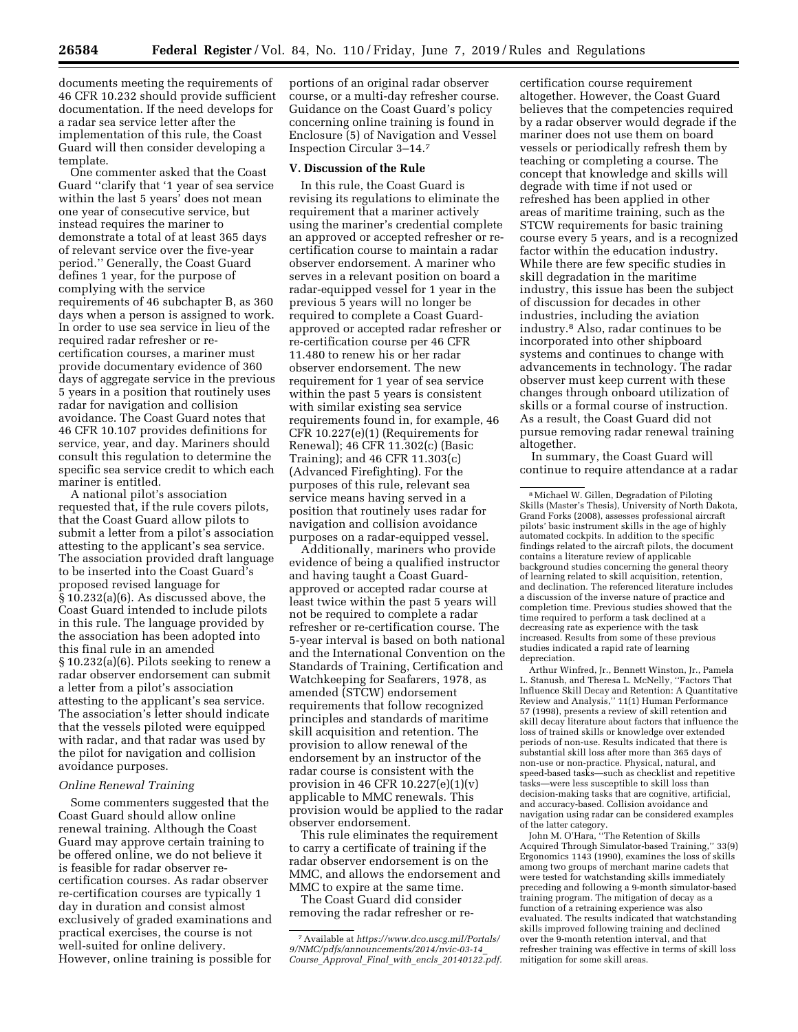documents meeting the requirements of 46 CFR 10.232 should provide sufficient documentation. If the need develops for a radar sea service letter after the implementation of this rule, the Coast Guard will then consider developing a template.

One commenter asked that the Coast Guard "clarify that '1 year of sea service within the last 5 years' does not mean one year of consecutive service, but instead requires the mariner to demonstrate a total of at least 365 days of relevant service over the five-year period." Generally, the Coast Guard defines 1 year, for the purpose of complying with the service requirements of 46 subchapter B, as 360 days when a person is assigned to work. In order to use sea service in lieu of the required radar refresher or re-certification courses, a mariner must provide documentary evidence of 360 days of aggregate service in the previous 5 years in a position that routinely uses radar for navigation and collision avoidance. The Coast Guard notes that 46 CFR 10.107 provides definitions for service, year, and day. Mariners should consult this regulation to determine the specific sea service credit to which each mariner is entitled.

A national pilot's association requested that, if the rule covers pilots, that the Coast Guard allow pilots to submit a letter from a pilot's association attesting to the applicant's sea service. The association provided draft language to be inserted into the Coast Guard's proposed revised language for § 10.232(a)(6). As discussed above, the Coast Guard intended to include pilots in this rule. The language provided by the association has been adopted into this final rule in an amended § 10.232(a)(6). Pilots seeking to renew a radar observer endorsement can submit a letter from a pilot's association attesting to the applicant's sea service. The association's letter should indicate that the vessels piloted were equipped with radar, and that radar was used by the pilot for navigation and collision avoidance purposes.

*Online Renewal Training*

Some commenters suggested that the Coast Guard should allow online renewal training. Although the Coast Guard may approve certain training to be offered online, we do not believe it is feasible for radar observer re-certification courses. As radar observer re-certification courses are typically 1 day in duration and consist almost exclusively of graded examinations and practical exercises, the course is not well-suited for online delivery. However, online training is possible for portions of an original radar observer course, or a multi-day refresher course. Guidance on the Coast Guard's policy concerning online training is found in Enclosure (5) of Navigation and Vessel Inspection Circular 3–14.[7]

## V. Discussion of the Rule

In this rule, the Coast Guard is revising its regulations to eliminate the requirement that a mariner actively using the mariner's credential complete an approved or accepted refresher or re-certification course to maintain a radar observer endorsement. A mariner who serves in a relevant position on board a radar-equipped vessel for 1 year in the previous 5 years will no longer be required to complete a Coast Guard-approved or accepted radar refresher or re-certification course per 46 CFR 11.480 to renew his or her radar observer endorsement. The new requirement for 1 year of sea service within the past 5 years is consistent with similar existing sea service requirements found in, for example, 46 CFR 10.227(e)(1) (Requirements for Renewal); 46 CFR 11.302(c) (Basic Training); and 46 CFR 11.303(c) (Advanced Firefighting). For the purposes of this rule, relevant sea service means having served in a position that routinely uses radar for navigation and collision avoidance purposes on a radar-equipped vessel.

Additionally, mariners who provide evidence of being a qualified instructor and having taught a Coast Guard-approved or accepted radar course at least twice within the past 5 years will not be required to complete a radar refresher or re-certification course. The 5-year interval is based on both national and the International Convention on the Standards of Training, Certification and Watchkeeping for Seafarers, 1978, as amended (STCW) endorsement requirements that follow recognized principles and standards of maritime skill acquisition and retention. The provision to allow renewal of the endorsement by an instructor of the radar course is consistent with the provision in 46 CFR 10.227(e)(1)(v) applicable to MMC renewals. This provision would be applied to the radar observer endorsement.

This rule eliminates the requirement to carry a certificate of training if the radar observer endorsement is on the MMC, and allows the endorsement and MMC to expire at the same time.

The Coast Guard did consider removing the radar refresher or re-certification course requirement altogether. However, the Coast Guard believes that the competencies required by a radar observer would degrade if the mariner does not use them on board vessels or periodically refresh them by teaching or completing a course. The concept that knowledge and skills will degrade with time if not used or refreshed has been applied in other areas of maritime training, such as the STCW requirements for basic training course every 5 years, and is a recognized factor within the education industry. While there are few specific studies in skill degradation in the maritime industry, this issue has been the subject of discussion for decades in other industries, including the aviation industry.[8] Also, radar continues to be incorporated into other shipboard systems and continues to change with advancements in technology. The radar observer must keep current with these changes through onboard utilization of skills or a formal course of instruction. As a result, the Coast Guard did not pursue removing radar renewal training altogether.

In summary, the Coast Guard will continue to require attendance at a radar

---

[7] Available at *https://www.dco.uscg.mil/Portals/9/NMC/pdfs/announcements/2014/nvic-03-14_Course_Approval_Final_with_encls_20140122.pdf.*

[8] Michael W. Gillen, Degradation of Piloting Skills (Master's Thesis), University of North Dakota, Grand Forks (2008), assesses professional aircraft pilots' basic instrument skills in the age of highly automated cockpits. In addition to the specific findings related to the aircraft pilots, the document contains a literature review of applicable background studies concerning the general theory of learning related to skill acquisition, retention, and declination. The referenced literature includes a discussion of the inverse nature of practice and completion time. Previous studies showed that the time required to perform a task declined at a decreasing rate as experience with the task increased. Results from some of these previous studies indicated a rapid rate of learning depreciation.

Arthur Winfred, Jr., Bennett Winston, Jr., Pamela L. Stanush, and Theresa L. McNelly, "Factors That Influence Skill Decay and Retention: A Quantitative Review and Analysis," 11(1) Human Performance 57 (1998), presents a review of skill retention and skill decay literature about factors that influence the loss of trained skills or knowledge over extended periods of non-use. Results indicated that there is substantial skill loss after more than 365 days of non-use or non-practice. Physical, natural, and speed-based tasks—such as checklist and repetitive tasks—were less susceptible to skill loss than decision-making tasks that are cognitive, artificial, and accuracy-based. Collision avoidance and navigation using radar can be considered examples of the latter category.

John M. O'Hara, "The Retention of Skills Acquired Through Simulator-based Training," 33(9) Ergonomics 1143 (1990), examines the loss of skills among two groups of merchant marine cadets that were tested for watchstanding skills immediately preceding and following a 9-month simulator-based training program. The mitigation of decay as a function of a retraining experience was also evaluated. The results indicated that watchstanding skills improved following training and declined over the 9-month retention interval, and that refresher training was effective in terms of skill loss mitigation for some skill areas.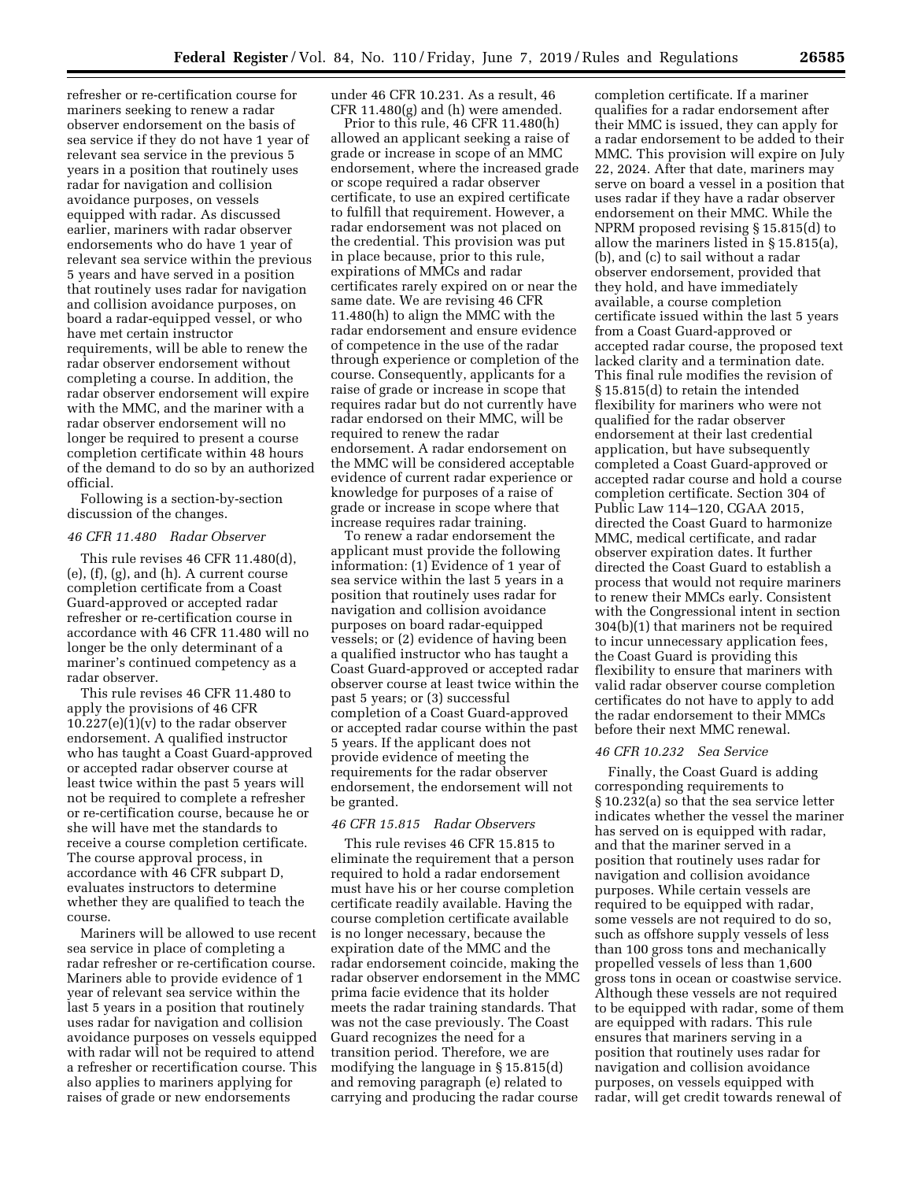refresher or re-certification course for mariners seeking to renew a radar observer endorsement on the basis of sea service if they do not have 1 year of relevant sea service in the previous 5 years in a position that routinely uses radar for navigation and collision avoidance purposes, on vessels equipped with radar. As discussed earlier, mariners with radar observer endorsements who do have 1 year of relevant sea service within the previous 5 years and have served in a position that routinely uses radar for navigation and collision avoidance purposes, on board a radar-equipped vessel, or who have met certain instructor requirements, will be able to renew the radar observer endorsement without completing a course. In addition, the radar observer endorsement will expire with the MMC, and the mariner with a radar observer endorsement will no longer be required to present a course completion certificate within 48 hours of the demand to do so by an authorized official.

Following is a section-by-section discussion of the changes.

*46 CFR 11.480 Radar Observer*

This rule revises 46 CFR 11.480(d), (e), (f), (g), and (h). A current course completion certificate from a Coast Guard-approved or accepted radar refresher or re-certification course in accordance with 46 CFR 11.480 will no longer be the only determinant of a mariner's continued competency as a radar observer.

This rule revises 46 CFR 11.480 to apply the provisions of 46 CFR 10.227(e)(1)(v) to the radar observer endorsement. A qualified instructor who has taught a Coast Guard-approved or accepted radar observer course at least twice within the past 5 years will not be required to complete a refresher or re-certification course, because he or she will have met the standards to receive a course completion certificate. The course approval process, in accordance with 46 CFR subpart D, evaluates instructors to determine whether they are qualified to teach the course.

Mariners will be allowed to use recent sea service in place of completing a radar refresher or re-certification course. Mariners able to provide evidence of 1 year of relevant sea service within the last 5 years in a position that routinely uses radar for navigation and collision avoidance purposes on vessels equipped with radar will not be required to attend a refresher or recertification course. This also applies to mariners applying for raises of grade or new endorsements under 46 CFR 10.231. As a result, 46 CFR 11.480(g) and (h) were amended.

Prior to this rule, 46 CFR 11.480(h) allowed an applicant seeking a raise of grade or increase in scope of an MMC endorsement, where the increased grade or scope required a radar observer certificate, to use an expired certificate to fulfill that requirement. However, a radar endorsement was not placed on the credential. This provision was put in place because, prior to this rule, expirations of MMCs and radar certificates rarely expired on or near the same date. We are revising 46 CFR 11.480(h) to align the MMC with the radar endorsement and ensure evidence of competence in the use of the radar through experience or completion of the course. Consequently, applicants for a raise of grade or increase in scope that requires radar but do not currently have radar endorsed on their MMC, will be required to renew the radar endorsement. A radar endorsement on the MMC will be considered acceptable evidence of current radar experience or knowledge for purposes of a raise of grade or increase in scope where that increase requires radar training.

To renew a radar endorsement the applicant must provide the following information: (1) Evidence of 1 year of sea service within the last 5 years in a position that routinely uses radar for navigation and collision avoidance purposes on board radar-equipped vessels; or (2) evidence of having been a qualified instructor who has taught a Coast Guard-approved or accepted radar observer course at least twice within the past 5 years; or (3) successful completion of a Coast Guard-approved or accepted radar course within the past 5 years. If the applicant does not provide evidence of meeting the requirements for the radar observer endorsement, the endorsement will not be granted.

*46 CFR 15.815 Radar Observers*

This rule revises 46 CFR 15.815 to eliminate the requirement that a person required to hold a radar endorsement must have his or her course completion certificate readily available. Having the course completion certificate available is no longer necessary, because the expiration date of the MMC and the radar endorsement coincide, making the radar observer endorsement in the MMC prima facie evidence that its holder meets the radar training standards. That was not the case previously. The Coast Guard recognizes the need for a transition period. Therefore, we are modifying the language in § 15.815(d) and removing paragraph (e) related to carrying and producing the radar course completion certificate. If a mariner qualifies for a radar endorsement after their MMC is issued, they can apply for a radar endorsement to be added to their MMC. This provision will expire on July 22, 2024. After that date, mariners may serve on board a vessel in a position that uses radar if they have a radar observer endorsement on their MMC. While the NPRM proposed revising § 15.815(d) to allow the mariners listed in § 15.815(a), (b), and (c) to sail without a radar observer endorsement, provided that they hold, and have immediately available, a course completion certificate issued within the last 5 years from a Coast Guard-approved or accepted radar course, the proposed text lacked clarity and a termination date. This final rule modifies the revision of § 15.815(d) to retain the intended flexibility for mariners who were not qualified for the radar observer endorsement at their last credential application, but have subsequently completed a Coast Guard-approved or accepted radar course and hold a course completion certificate. Section 304 of Public Law 114–120, CGAA 2015, directed the Coast Guard to harmonize MMC, medical certificate, and radar observer expiration dates. It further directed the Coast Guard to establish a process that would not require mariners to renew their MMCs early. Consistent with the Congressional intent in section 304(b)(1) that mariners not be required to incur unnecessary application fees, the Coast Guard is providing this flexibility to ensure that mariners with valid radar observer course completion certificates do not have to apply to add the radar endorsement to their MMCs before their next MMC renewal.

*46 CFR 10.232 Sea Service*

Finally, the Coast Guard is adding corresponding requirements to § 10.232(a) so that the sea service letter indicates whether the vessel the mariner has served on is equipped with radar, and that the mariner served in a position that routinely uses radar for navigation and collision avoidance purposes. While certain vessels are required to be equipped with radar, some vessels are not required to do so, such as offshore supply vessels of less than 100 gross tons and mechanically propelled vessels of less than 1,600 gross tons in ocean or coastwise service. Although these vessels are not required to be equipped with radar, some of them are equipped with radars. This rule ensures that mariners serving in a position that routinely uses radar for navigation and collision avoidance purposes, on vessels equipped with radar, will get credit towards renewal of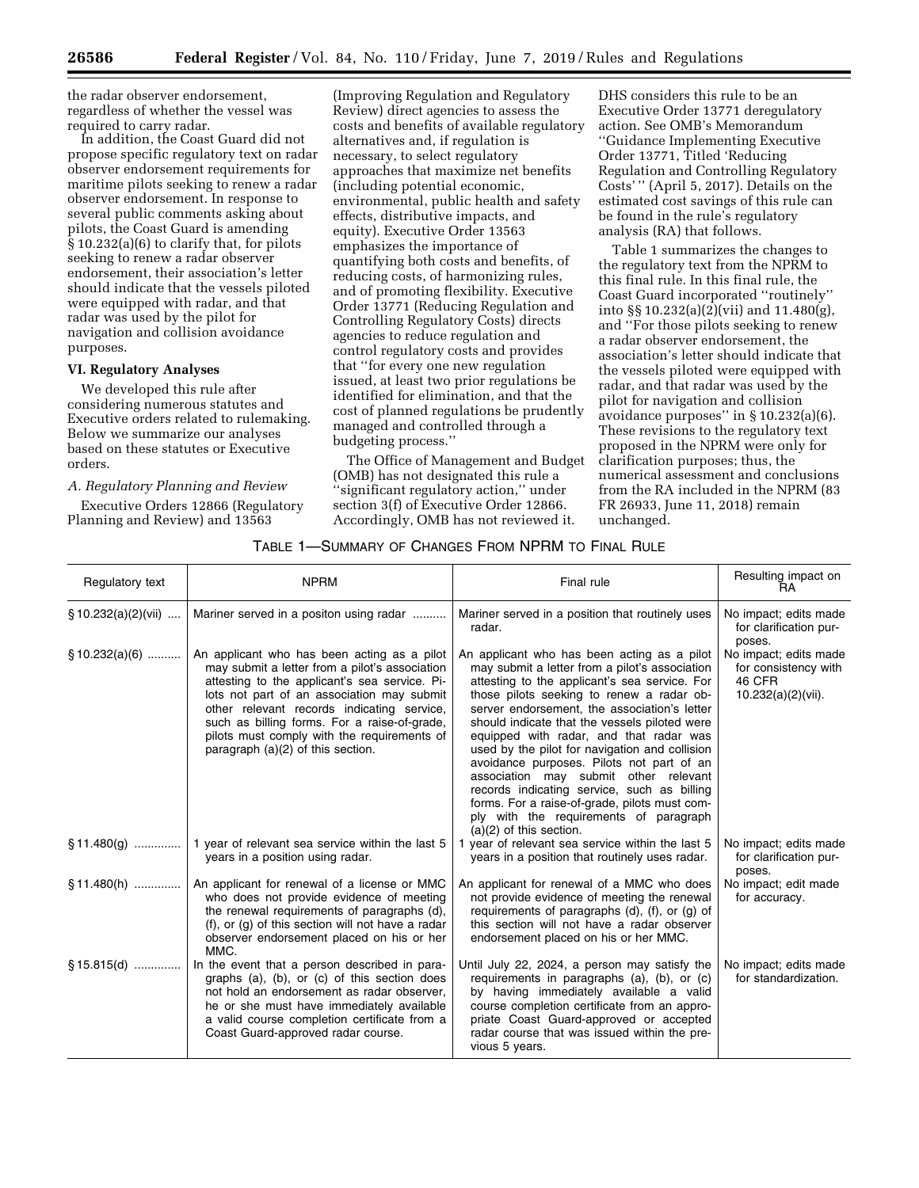the radar observer endorsement, regardless of whether the vessel was required to carry radar.

In addition, the Coast Guard did not propose specific regulatory text on radar observer endorsement requirements for maritime pilots seeking to renew a radar observer endorsement. In response to several public comments asking about pilots, the Coast Guard is amending § 10.232(a)(6) to clarify that, for pilots seeking to renew a radar observer endorsement, their association's letter should indicate that the vessels piloted were equipped with radar, and that radar was used by the pilot for navigation and collision avoidance purposes.

## VI. Regulatory Analyses

We developed this rule after considering numerous statutes and Executive orders related to rulemaking. Below we summarize our analyses based on these statutes or Executive orders.

### *A. Regulatory Planning and Review*

Executive Orders 12866 (Regulatory Planning and Review) and 13563 (Improving Regulation and Regulatory Review) direct agencies to assess the costs and benefits of available regulatory alternatives and, if regulation is necessary, to select regulatory approaches that maximize net benefits (including potential economic, environmental, public health and safety effects, distributive impacts, and equity). Executive Order 13563 emphasizes the importance of quantifying both costs and benefits, of reducing costs, of harmonizing rules, and of promoting flexibility. Executive Order 13771 (Reducing Regulation and Controlling Regulatory Costs) directs agencies to reduce regulation and control regulatory costs and provides that "for every one new regulation issued, at least two prior regulations be identified for elimination, and that the cost of planned regulations be prudently managed and controlled through a budgeting process."

The Office of Management and Budget (OMB) has not designated this rule a "significant regulatory action," under section 3(f) of Executive Order 12866. Accordingly, OMB has not reviewed it. DHS considers this rule to be an Executive Order 13771 deregulatory action. See OMB's Memorandum "Guidance Implementing Executive Order 13771, Titled 'Reducing Regulation and Controlling Regulatory Costs' " (April 5, 2017). Details on the estimated cost savings of this rule can be found in the rule's regulatory analysis (RA) that follows.

Table 1 summarizes the changes to the regulatory text from the NPRM to this final rule. In this final rule, the Coast Guard incorporated "routinely" into §§ 10.232(a)(2)(vii) and 11.480(g), and "For those pilots seeking to renew a radar observer endorsement, the association's letter should indicate that the vessels piloted were equipped with radar, and that radar was used by the pilot for navigation and collision avoidance purposes" in § 10.232(a)(6). These revisions to the regulatory text proposed in the NPRM were only for clarification purposes; thus, the numerical assessment and conclusions from the RA included in the NPRM (83 FR 26933, June 11, 2018) remain unchanged.

TABLE 1—SUMMARY OF CHANGES FROM NPRM TO FINAL RULE

| Regulatory text | NPRM | Final rule | Resulting impact on RA |
|---|---|---|---|
| § 10.232(a)(2)(vii) | Mariner served in a positon using radar | Mariner served in a position that routinely uses radar. | No impact; edits made for clarification purposes. |
| § 10.232(a)(6) | An applicant who has been acting as a pilot may submit a letter from a pilot's association attesting to the applicant's sea service. Pilots not part of an association may submit other relevant records indicating service, such as billing forms. For a raise-of-grade, pilots must comply with the requirements of paragraph (a)(2) of this section. | An applicant who has been acting as a pilot may submit a letter from a pilot's association attesting to the applicant's sea service. For those pilots seeking to renew a radar observer endorsement, the association's letter should indicate that the vessels piloted were equipped with radar, and that radar was used by the pilot for navigation and collision avoidance purposes. Pilots not part of an association may submit other relevant records indicating service, such as billing forms. For a raise-of-grade, pilots must comply with the requirements of paragraph (a)(2) of this section. | No impact; edits made for consistency with 46 CFR 10.232(a)(2)(vii). |
| § 11.480(g) | 1 year of relevant sea service within the last 5 years in a position using radar. | 1 year of relevant sea service within the last 5 years in a position that routinely uses radar. | No impact; edits made for clarification purposes. |
| § 11.480(h) | An applicant for renewal of a license or MMC who does not provide evidence of meeting the renewal requirements of paragraphs (d), (f), or (g) of this section will not have a radar observer endorsement placed on his or her MMC. | An applicant for renewal of a MMC who does not provide evidence of meeting the renewal requirements of paragraphs (d), (f), or (g) of this section will not have a radar observer endorsement placed on his or her MMC. | No impact; edit made for accuracy. |
| § 15.815(d) | In the event that a person described in paragraphs (a), (b), or (c) of this section does not hold an endorsement as radar observer, he or she must have immediately available a valid course completion certificate from a Coast Guard-approved radar course. | Until July 22, 2024, a person may satisfy the requirements in paragraphs (a), (b), or (c) by having immediately available a valid course completion certificate from an appropriate Coast Guard-approved or accepted radar course that was issued within the previous 5 years. | No impact; edits made for standardization. |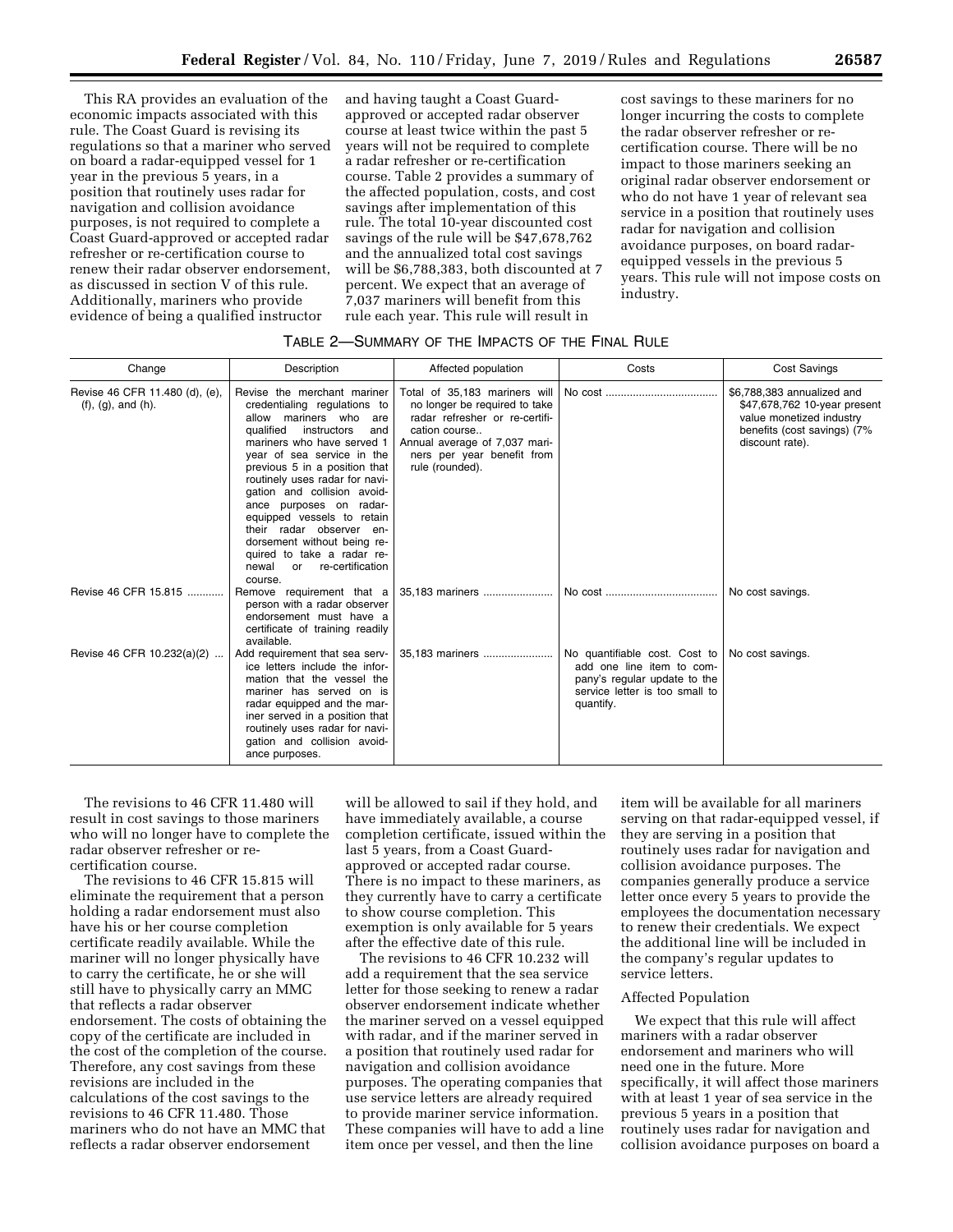This RA provides an evaluation of the economic impacts associated with this rule. The Coast Guard is revising its regulations so that a mariner who served on board a radar-equipped vessel for 1 year in the previous 5 years, in a position that routinely uses radar for navigation and collision avoidance purposes, is not required to complete a Coast Guard-approved or accepted radar refresher or re-certification course to renew their radar observer endorsement, as discussed in section V of this rule. Additionally, mariners who provide evidence of being a qualified instructor and having taught a Coast Guard-approved or accepted radar observer course at least twice within the past 5 years will not be required to complete a radar refresher or re-certification course. Table 2 provides a summary of the affected population, costs, and cost savings after implementation of this rule. The total 10-year discounted cost savings of the rule will be $47,678,762 and the annualized total cost savings will be $6,788,383, both discounted at 7 percent. We expect that an average of 7,037 mariners will benefit from this rule each year. This rule will result in cost savings to these mariners for no longer incurring the costs to complete the radar observer refresher or re-certification course. There will be no impact to those mariners seeking an original radar observer endorsement or who do not have 1 year of relevant sea service in a position that routinely uses radar for navigation and collision avoidance purposes, on board radar-equipped vessels in the previous 5 years. This rule will not impose costs on industry.

TABLE 2—SUMMARY OF THE IMPACTS OF THE FINAL RULE

| Change | Description | Affected population | Costs | Cost Savings |
|---|---|---|---|---|
| Revise 46 CFR 11.480 (d), (e), (f), (g), and (h). | Revise the merchant mariner credentialing regulations to allow mariners who are qualified instructors and mariners who have served 1 year of sea service in the previous 5 in a position that routinely uses radar for navigation and collision avoidance purposes on radar-equipped vessels to retain their radar observer endorsement without being required to take a radar renewal or re-certification course. | Total of 35,183 mariners will no longer be required to take radar refresher or re-certification course.. Annual average of 7,037 mariners per year benefit from rule (rounded). | No cost | $6,788,383 annualized and $47,678,762 10-year present value monetized industry benefits (cost savings) (7% discount rate). |
| Revise 46 CFR 15.815 | Remove requirement that a person with a radar observer endorsement must have a certificate of training readily available. | 35,183 mariners | No cost | No cost savings. |
| Revise 46 CFR 10.232(a)(2) | Add requirement that sea service letters include the information that the vessel the mariner has served on is radar equipped and the mariner served in a position that routinely uses radar for navigation and collision avoidance purposes. | 35,183 mariners | No quantifiable cost. Cost to add one line item to company's regular update to the service letter is too small to quantify. | No cost savings. |

The revisions to 46 CFR 11.480 will result in cost savings to those mariners who will no longer have to complete the radar observer refresher or re-certification course.

The revisions to 46 CFR 15.815 will eliminate the requirement that a person holding a radar endorsement must also have his or her course completion certificate readily available. While the mariner will no longer physically have to carry the certificate, he or she will still have to physically carry an MMC that reflects a radar observer endorsement. The costs of obtaining the copy of the certificate are included in the cost of the completion of the course. Therefore, any cost savings from these revisions are included in the calculations of the cost savings to the revisions to 46 CFR 11.480. Those mariners who do not have an MMC that reflects a radar observer endorsement will be allowed to sail if they hold, and have immediately available, a course completion certificate, issued within the last 5 years, from a Coast Guard-approved or accepted radar course. There is no impact to these mariners, as they currently have to carry a certificate to show course completion. This exemption is only available for 5 years after the effective date of this rule.

The revisions to 46 CFR 10.232 will add a requirement that the sea service letter for those seeking to renew a radar observer endorsement indicate whether the mariner served on a vessel equipped with radar, and if the mariner served in a position that routinely used radar for navigation and collision avoidance purposes. The operating companies that use service letters are already required to provide mariner service information. These companies will have to add a line item once per vessel, and then the line item will be available for all mariners serving on that radar-equipped vessel, if they are serving in a position that routinely uses radar for navigation and collision avoidance purposes. The companies generally produce a service letter once every 5 years to provide the employees the documentation necessary to renew their credentials. We expect the additional line will be included in the company's regular updates to service letters.

Affected Population

We expect that this rule will affect mariners with a radar observer endorsement and mariners who will need one in the future. More specifically, it will affect those mariners with at least 1 year of sea service in the previous 5 years in a position that routinely uses radar for navigation and collision avoidance purposes on board a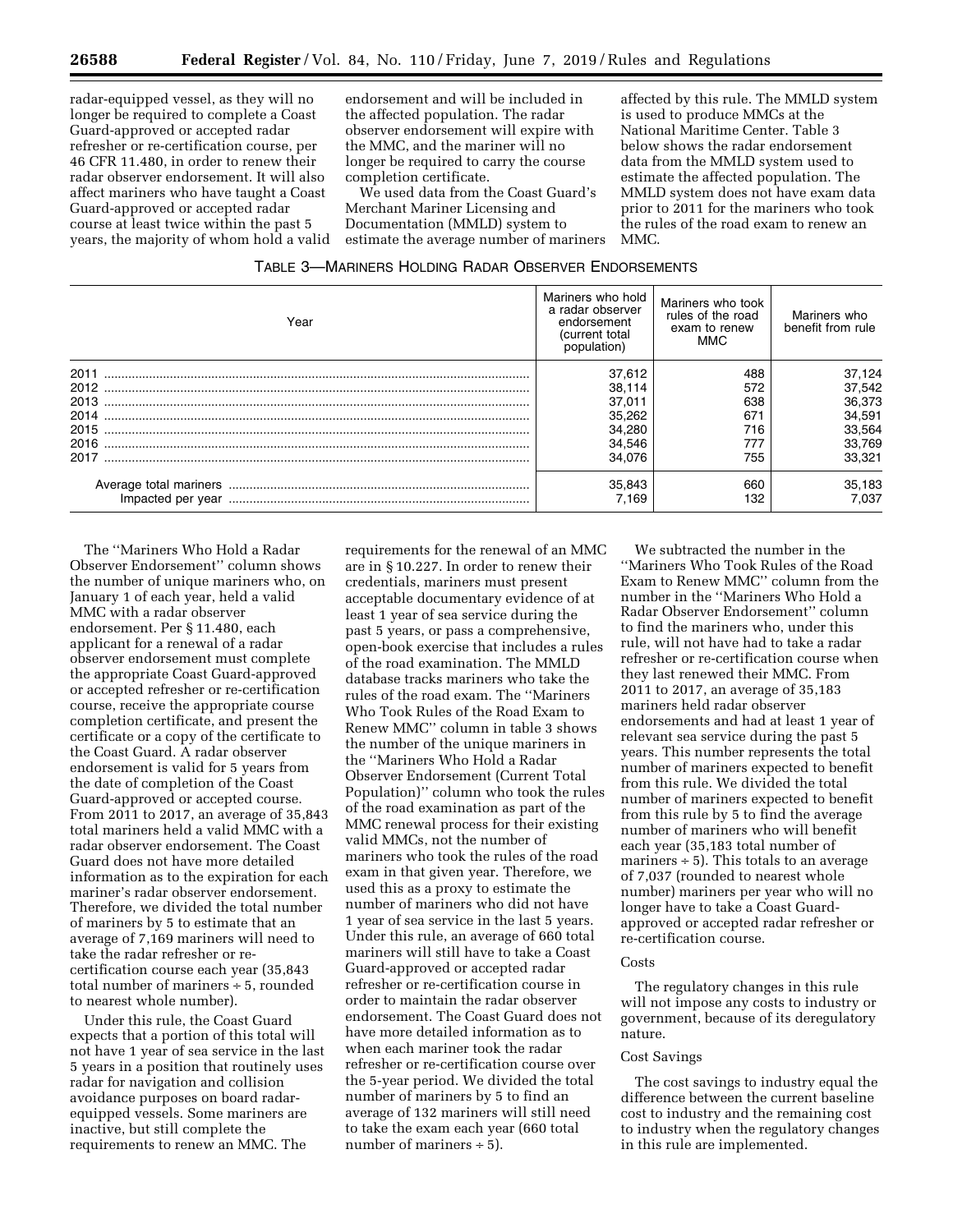radar-equipped vessel, as they will no longer be required to complete a Coast Guard-approved or accepted radar refresher or re-certification course, per 46 CFR 11.480, in order to renew their radar observer endorsement. It will also affect mariners who have taught a Coast Guard-approved or accepted radar course at least twice within the past 5 years, the majority of whom hold a valid endorsement and will be included in the affected population. The radar observer endorsement will expire with the MMC, and the mariner will no longer be required to carry the course completion certificate.

We used data from the Coast Guard's Merchant Mariner Licensing and Documentation (MMLD) system to estimate the average number of mariners affected by this rule. The MMLD system is used to produce MMCs at the National Maritime Center. Table 3 below shows the radar endorsement data from the MMLD system used to estimate the affected population. The MMLD system does not have exam data prior to 2011 for the mariners who took the rules of the road exam to renew an MMC.

TABLE 3—MARINERS HOLDING RADAR OBSERVER ENDORSEMENTS

| Year | Mariners who hold a radar observer endorsement (current total population) | Mariners who took rules of the road exam to renew MMC | Mariners who benefit from rule |
|---|---|---|---|
| 2011 | 37,612 | 488 | 37,124 |
| 2012 | 38,114 | 572 | 37,542 |
| 2013 | 37,011 | 638 | 36,373 |
| 2014 | 35,262 | 671 | 34,591 |
| 2015 | 34,280 | 716 | 33,564 |
| 2016 | 34,546 | 777 | 33,769 |
| 2017 | 34,076 | 755 | 33,321 |
| Average total mariners | 35,843 | 660 | 35,183 |
| Impacted per year | 7,169 | 132 | 7,037 |

The "Mariners Who Hold a Radar Observer Endorsement" column shows the number of unique mariners who, on January 1 of each year, held a valid MMC with a radar observer endorsement. Per § 11.480, each applicant for a renewal of a radar observer endorsement must complete the appropriate Coast Guard-approved or accepted refresher or re-certification course, receive the appropriate course completion certificate, and present the certificate or a copy of the certificate to the Coast Guard. A radar observer endorsement is valid for 5 years from the date of completion of the Coast Guard-approved or accepted course. From 2011 to 2017, an average of 35,843 total mariners held a valid MMC with a radar observer endorsement. The Coast Guard does not have more detailed information as to the expiration for each mariner's radar observer endorsement. Therefore, we divided the total number of mariners by 5 to estimate that an average of 7,169 mariners will need to take the radar refresher or re-certification course each year (35,843 total number of mariners ÷ 5, rounded to nearest whole number).

Under this rule, the Coast Guard expects that a portion of this total will not have 1 year of sea service in the last 5 years in a position that routinely uses radar for navigation and collision avoidance purposes on board radar-equipped vessels. Some mariners are inactive, but still complete the requirements to renew an MMC. The requirements for the renewal of an MMC are in § 10.227. In order to renew their credentials, mariners must present acceptable documentary evidence of at least 1 year of sea service during the past 5 years, or pass a comprehensive, open-book exercise that includes a rules of the road examination. The MMLD database tracks mariners who take the rules of the road exam. The "Mariners Who Took Rules of the Road Exam to Renew MMC" column in table 3 shows the number of the unique mariners in the "Mariners Who Hold a Radar Observer Endorsement (Current Total Population)" column who took the rules of the road examination as part of the MMC renewal process for their existing valid MMCs, not the number of mariners who took the rules of the road exam in that given year. Therefore, we used this as a proxy to estimate the number of mariners who did not have 1 year of sea service in the last 5 years. Under this rule, an average of 660 total mariners will still have to take a Coast Guard-approved or accepted radar refresher or re-certification course in order to maintain the radar observer endorsement. The Coast Guard does not have more detailed information as to when each mariner took the radar refresher or re-certification course over the 5-year period. We divided the total number of mariners by 5 to find an average of 132 mariners will still need to take the exam each year (660 total number of mariners ÷ 5).

We subtracted the number in the "Mariners Who Took Rules of the Road Exam to Renew MMC" column from the number in the "Mariners Who Hold a Radar Observer Endorsement" column to find the mariners who, under this rule, will not have had to take a radar refresher or re-certification course when they last renewed their MMC. From 2011 to 2017, an average of 35,183 mariners held radar observer endorsements and had at least 1 year of relevant sea service during the past 5 years. This number represents the total number of mariners expected to benefit from this rule. We divided the total number of mariners expected to benefit from this rule by 5 to find the average number of mariners who will benefit each year (35,183 total number of mariners ÷ 5). This totals to an average of 7,037 (rounded to nearest whole number) mariners per year who will no longer have to take a Coast Guard-approved or accepted radar refresher or re-certification course.

Costs

The regulatory changes in this rule will not impose any costs to industry or government, because of its deregulatory nature.

Cost Savings

The cost savings to industry equal the difference between the current baseline cost to industry and the remaining cost to industry when the regulatory changes in this rule are implemented.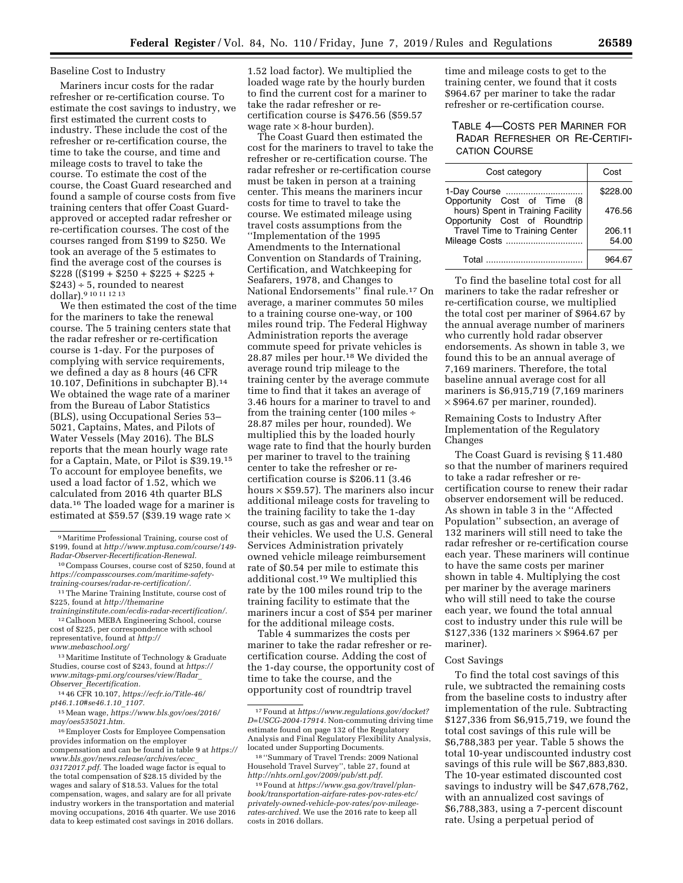Baseline Cost to Industry

Mariners incur costs for the radar refresher or re-certification course. To estimate the cost savings to industry, we first estimated the current costs to industry. These include the cost of the refresher or re-certification course, the time to take the course, and time and mileage costs to travel to take the course. To estimate the cost of the course, the Coast Guard researched and found a sample of course costs from five training centers that offer Coast Guard-approved or accepted radar refresher or re-certification courses. The cost of the courses ranged from $199 to $250. We took an average of the 5 estimates to find the average cost of the courses is $228 (($199 + $250 + $225 + $225 + $243) ÷ 5, rounded to nearest dollar).[9 10 11 12 13]

We then estimated the cost of the time for the mariners to take the renewal course. The 5 training centers state that the radar refresher or re-certification course is 1-day. For the purposes of complying with service requirements, we defined a day as 8 hours (46 CFR 10.107, Definitions in subchapter B).[14] We obtained the wage rate of a mariner from the Bureau of Labor Statistics (BLS), using Occupational Series 53–5021, Captains, Mates, and Pilots of Water Vessels (May 2016). The BLS reports that the mean hourly wage rate for a Captain, Mate, or Pilot is $39.19.[15] To account for employee benefits, we used a load factor of 1.52, which we calculated from 2016 4th quarter BLS data.[16] The loaded wage for a mariner is estimated at $59.57 ($39.19 wage rate × 1.52 load factor). We multiplied the loaded wage rate by the hourly burden to find the current cost for a mariner to take the radar refresher or re-certification course is $476.56 ($59.57 wage rate × 8-hour burden).

The Coast Guard then estimated the cost for the mariners to travel to take the refresher or re-certification course. The radar refresher or re-certification course must be taken in person at a training center. This means the mariners incur costs for time to travel to take the course. We estimated mileage using travel costs assumptions from the "Implementation of the 1995 Amendments to the International Convention on Standards of Training, Certification, and Watchkeeping for Seafarers, 1978, and Changes to National Endorsements" final rule.[17] On average, a mariner commutes 50 miles to a training course one-way, or 100 miles round trip. The Federal Highway Administration reports the average commute speed for private vehicles is 28.87 miles per hour.[18] We divided the average round trip mileage to the training center by the average commute time to find that it takes an average of 3.46 hours for a mariner to travel to and from the training center (100 miles ÷ 28.87 miles per hour, rounded). We multiplied this by the loaded hourly wage rate to find that the hourly burden per mariner to travel to the training center to take the refresher or re-certification course is $206.11 (3.46 hours × $59.57). The mariners also incur additional mileage costs for traveling to the training facility to take the 1-day course, such as gas and wear and tear on their vehicles. We used the U.S. General Services Administration privately owned vehicle mileage reimbursement rate of $0.54 per mile to estimate this additional cost.[19] We multiplied this rate by the 100 miles round trip to the training facility to estimate that the mariners incur a cost of $54 per mariner for the additional mileage costs.

Table 4 summarizes the costs per mariner to take the radar refresher or re-certification course. Adding the cost of the 1-day course, the opportunity cost of time to take the course, and the opportunity cost of roundtrip travel time and mileage costs to get to the training center, we found that it costs $964.67 per mariner to take the radar refresher or re-certification course.

TABLE 4—COSTS PER MARINER FOR RADAR REFRESHER OR RE-CERTIFICATION COURSE

| Cost category | Cost |
|---|---|
| 1-Day Course | $228.00 |
| Opportunity Cost of Time (8 hours) Spent in Training Facility | 476.56 |
| Opportunity Cost of Roundtrip Travel Time to Training Center | 206.11 |
| Mileage Costs | 54.00 |
| Total | 964.67 |

To find the baseline total cost for all mariners to take the radar refresher or re-certification course, we multiplied the total cost per mariner of $964.67 by the annual average number of mariners who currently hold radar observer endorsements. As shown in table 3, we found this to be an annual average of 7,169 mariners. Therefore, the total baseline annual average cost for all mariners is $6,915,719 (7,169 mariners × $964.67 per mariner, rounded).

Remaining Costs to Industry After Implementation of the Regulatory Changes

The Coast Guard is revising § 11.480 so that the number of mariners required to take a radar refresher or re-certification course to renew their radar observer endorsement will be reduced. As shown in table 3 in the "Affected Population" subsection, an average of 132 mariners will still need to take the radar refresher or re-certification course each year. These mariners will continue to have the same costs per mariner shown in table 4. Multiplying the cost per mariner by the average mariners who will still need to take the course each year, we found the total annual cost to industry under this rule will be $127,336 (132 mariners × $964.67 per mariner).

Cost Savings

To find the total cost savings of this rule, we subtracted the remaining costs from the baseline costs to industry after implementation of the rule. Subtracting $127,336 from $6,915,719, we found the total cost savings of this rule will be $6,788,383 per year. Table 5 shows the total 10-year undiscounted industry cost savings of this rule will be $67,883,830. The 10-year estimated discounted cost savings to industry will be $47,678,762, with an annualized cost savings of $6,788,383, using a 7-percent discount rate. Using a perpetual period of

---

[9] Maritime Professional Training, course cost of $199, found at *http://www.mptusa.com/course/149-Radar-Observer-Recertification-Renewal.*

[10] Compass Courses, course cost of $250, found at *https://compasscourses.com/maritime-safety-training-courses/radar-re-certification/.*

[11] The Marine Training Institute, course cost of $225, found at *http://themarinetraininginstitute.com/ecdis-radar-recertification/.*

[12] Calhoon MEBA Engineering School, course cost of $225, per correspondence with school representative, found at *http://www.mebaschool.org/*

[13] Maritime Institute of Technology & Graduate Studies, course cost of $243, found at *https://www.mitags-pmi.org/courses/view/Radar_Observer_Recertification.*

[14] 46 CFR 10.107, *https://ecfr.io/Title-46/pt46.1.10#se46.1.10_1107.*

[15] Mean wage, *https://www.bls.gov/oes/2016/may/oes535021.htm.*

[16] Employer Costs for Employee Compensation provides information on the employer compensation and can be found in table 9 at *https://www.bls.gov/news.release/archives/ecec_03172017.pdf.* The loaded wage factor is equal to the total compensation of $28.15 divided by the wages and salary of $18.53. Values for the total compensation, wages, and salary are for all private industry workers in the transportation and material moving occupations, 2016 4th quarter. We use 2016 data to keep estimated cost savings in 2016 dollars.

[17] Found at *https://www.regulations.gov/docket?D=USCG-2004-17914.* Non-commuting driving time estimate found on page 132 of the Regulatory Analysis and Final Regulatory Flexibility Analysis, located under Supporting Documents.

[18] "Summary of Travel Trends: 2009 National Household Travel Survey", table 27, found at *http://nhts.ornl.gov/2009/pub/stt.pdf.*

[19] Found at *https://www.gsa.gov/travel/plan-book/transportation-airfare-rates-pov-rates-etc/privately-owned-vehicle-pov-rates/pov-mileage-rates-archived.* We use the 2016 rate to keep all costs in 2016 dollars.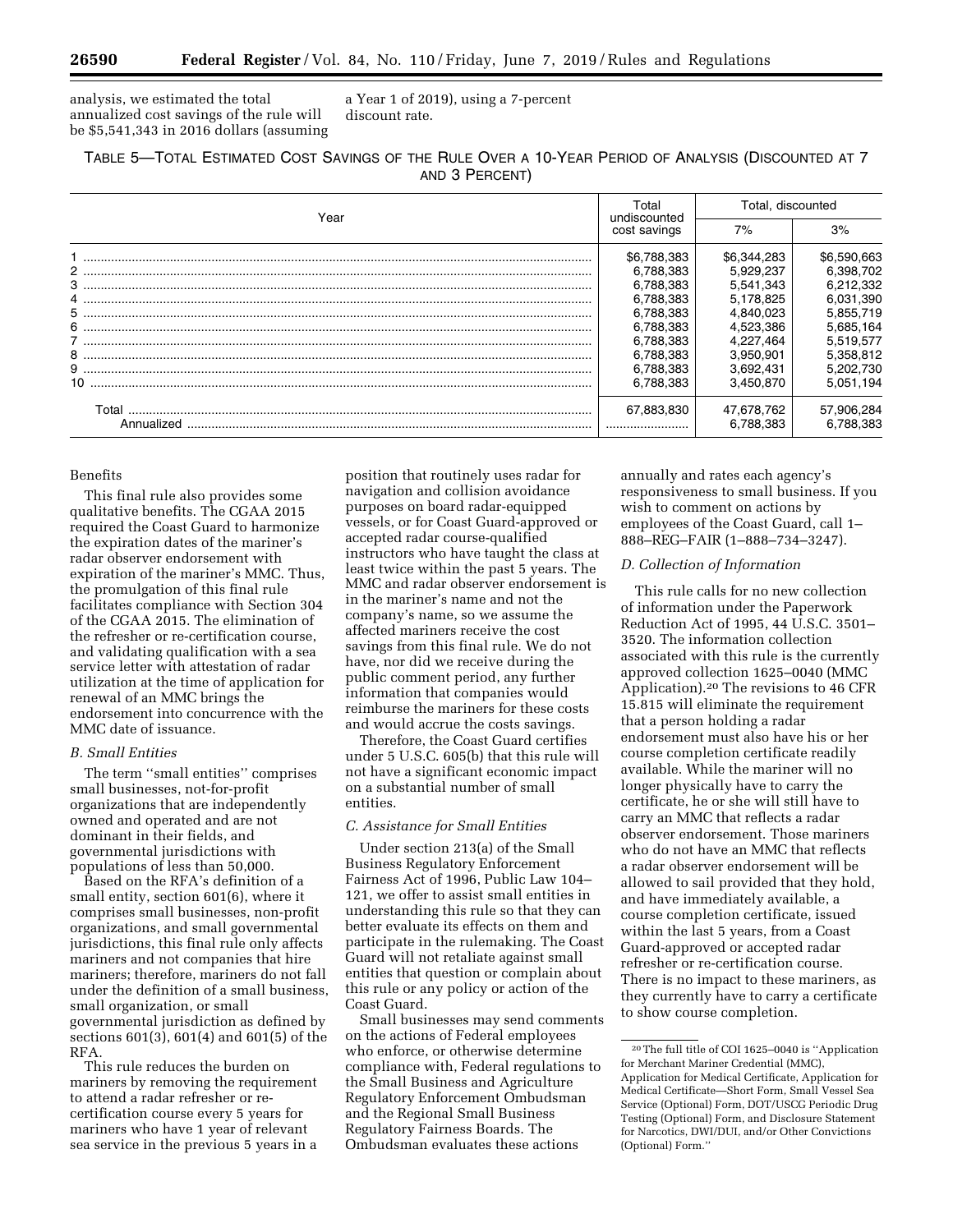analysis, we estimated the total annualized cost savings of the rule will be $5,541,343 in 2016 dollars (assuming a Year 1 of 2019), using a 7-percent discount rate.

TABLE 5—TOTAL ESTIMATED COST SAVINGS OF THE RULE OVER A 10-YEAR PERIOD OF ANALYSIS (DISCOUNTED AT 7 AND 3 PERCENT)

| Year | Total undiscounted cost savings | Total, discounted | |
|---|---|---|---|
| | | 7% | 3% |
| 1 | $6,788,383 | $6,344,283 | $6,590,663 |
| 2 | 6,788,383 | 5,929,237 | 6,398,702 |
| 3 | 6,788,383 | 5,541,343 | 6,212,332 |
| 4 | 6,788,383 | 5,178,825 | 6,031,390 |
| 5 | 6,788,383 | 4,840,023 | 5,855,719 |
| 6 | 6,788,383 | 4,523,386 | 5,685,164 |
| 7 | 6,788,383 | 4,227,464 | 5,519,577 |
| 8 | 6,788,383 | 3,950,901 | 5,358,812 |
| 9 | 6,788,383 | 3,692,431 | 5,202,730 |
| 10 | 6,788,383 | 3,450,870 | 5,051,194 |
| Total | 67,883,830 | 47,678,762 | 57,906,284 |
| Annualized | | 6,788,383 | 6,788,383 |

Benefits

This final rule also provides some qualitative benefits. The CGAA 2015 required the Coast Guard to harmonize the expiration dates of the mariner's radar observer endorsement with expiration of the mariner's MMC. Thus, the promulgation of this final rule facilitates compliance with Section 304 of the CGAA 2015. The elimination of the refresher or re-certification course, and validating qualification with a sea service letter with attestation of radar utilization at the time of application for renewal of an MMC brings the endorsement into concurrence with the MMC date of issuance.

### B. Small Entities

The term ''small entities'' comprises small businesses, not-for-profit organizations that are independently owned and operated and are not dominant in their fields, and governmental jurisdictions with populations of less than 50,000.

Based on the RFA's definition of a small entity, section 601(6), where it comprises small businesses, non-profit organizations, and small governmental jurisdictions, this final rule only affects mariners and not companies that hire mariners; therefore, mariners do not fall under the definition of a small business, small organization, or small governmental jurisdiction as defined by sections 601(3), 601(4) and 601(5) of the RFA.

This rule reduces the burden on mariners by removing the requirement to attend a radar refresher or re-certification course every 5 years for mariners who have 1 year of relevant sea service in the previous 5 years in a position that routinely uses radar for navigation and collision avoidance purposes on board radar-equipped vessels, or for Coast Guard-approved or accepted radar course-qualified instructors who have taught the class at least twice within the past 5 years. The MMC and radar observer endorsement is in the mariner's name and not the company's name, so we assume the affected mariners receive the cost savings from this final rule. We do not have, nor did we receive during the public comment period, any further information that companies would reimburse the mariners for these costs and would accrue the costs savings.

Therefore, the Coast Guard certifies under 5 U.S.C. 605(b) that this rule will not have a significant economic impact on a substantial number of small entities.

### C. Assistance for Small Entities

Under section 213(a) of the Small Business Regulatory Enforcement Fairness Act of 1996, Public Law 104–121, we offer to assist small entities in understanding this rule so that they can better evaluate its effects on them and participate in the rulemaking. The Coast Guard will not retaliate against small entities that question or complain about this rule or any policy or action of the Coast Guard.

Small businesses may send comments on the actions of Federal employees who enforce, or otherwise determine compliance with, Federal regulations to the Small Business and Agriculture Regulatory Enforcement Ombudsman and the Regional Small Business Regulatory Fairness Boards. The Ombudsman evaluates these actions annually and rates each agency's responsiveness to small business. If you wish to comment on actions by employees of the Coast Guard, call 1–888–REG–FAIR (1–888–734–3247).

### D. Collection of Information

This rule calls for no new collection of information under the Paperwork Reduction Act of 1995, 44 U.S.C. 3501–3520. The information collection associated with this rule is the currently approved collection 1625–0040 (MMC Application).[20] The revisions to 46 CFR 15.815 will eliminate the requirement that a person holding a radar endorsement must also have his or her course completion certificate readily available. While the mariner will no longer physically have to carry the certificate, he or she will still have to carry an MMC that reflects a radar observer endorsement. Those mariners who do not have an MMC that reflects a radar observer endorsement will be allowed to sail provided that they hold, and have immediately available, a course completion certificate, issued within the last 5 years, from a Coast Guard-approved or accepted radar refresher or re-certification course. There is no impact to these mariners, as they currently have to carry a certificate to show course completion.

[20] The full title of COI 1625–0040 is ''Application for Merchant Mariner Credential (MMC), Application for Medical Certificate, Application for Medical Certificate—Short Form, Small Vessel Sea Service (Optional) Form, DOT/USCG Periodic Drug Testing (Optional) Form, and Disclosure Statement for Narcotics, DWI/DUI, and/or Other Convictions (Optional) Form.''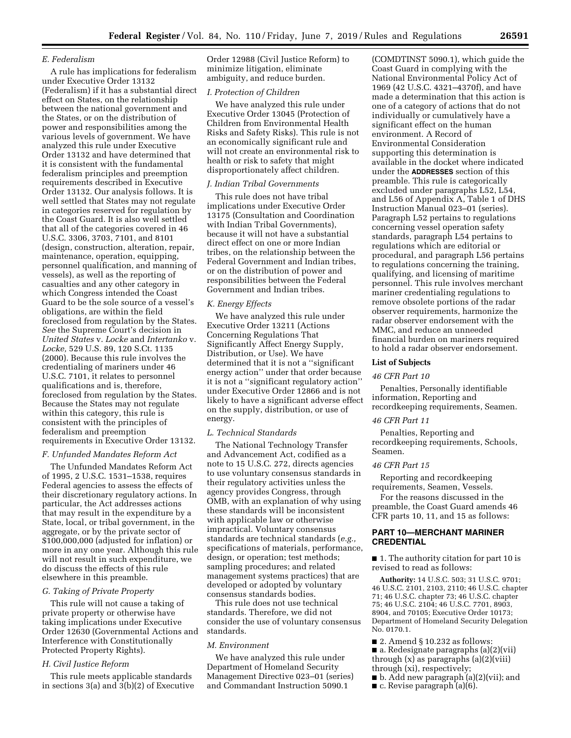### E. Federalism

A rule has implications for federalism under Executive Order 13132 (Federalism) if it has a substantial direct effect on States, on the relationship between the national government and the States, or on the distribution of power and responsibilities among the various levels of government. We have analyzed this rule under Executive Order 13132 and have determined that it is consistent with the fundamental federalism principles and preemption requirements described in Executive Order 13132. Our analysis follows. It is well settled that States may not regulate in categories reserved for regulation by the Coast Guard. It is also well settled that all of the categories covered in 46 U.S.C. 3306, 3703, 7101, and 8101 (design, construction, alteration, repair, maintenance, operation, equipping, personnel qualification, and manning of vessels), as well as the reporting of casualties and any other category in which Congress intended the Coast Guard to be the sole source of a vessel's obligations, are within the field foreclosed from regulation by the States. *See* the Supreme Court's decision in *United States* v. *Locke* and *Intertanko* v. *Locke,* 529 U.S. 89, 120 S.Ct. 1135 (2000). Because this rule involves the credentialing of mariners under 46 U.S.C. 7101, it relates to personnel qualifications and is, therefore, foreclosed from regulation by the States. Because the States may not regulate within this category, this rule is consistent with the principles of federalism and preemption requirements in Executive Order 13132.

### F. Unfunded Mandates Reform Act

The Unfunded Mandates Reform Act of 1995, 2 U.S.C. 1531–1538, requires Federal agencies to assess the effects of their discretionary regulatory actions. In particular, the Act addresses actions that may result in the expenditure by a State, local, or tribal government, in the aggregate, or by the private sector of $100,000,000 (adjusted for inflation) or more in any one year. Although this rule will not result in such expenditure, we do discuss the effects of this rule elsewhere in this preamble.

### G. Taking of Private Property

This rule will not cause a taking of private property or otherwise have taking implications under Executive Order 12630 (Governmental Actions and Interference with Constitutionally Protected Property Rights).

### H. Civil Justice Reform

This rule meets applicable standards in sections 3(a) and 3(b)(2) of Executive Order 12988 (Civil Justice Reform) to minimize litigation, eliminate ambiguity, and reduce burden.

### I. Protection of Children

We have analyzed this rule under Executive Order 13045 (Protection of Children from Environmental Health Risks and Safety Risks). This rule is not an economically significant rule and will not create an environmental risk to health or risk to safety that might disproportionately affect children.

### J. Indian Tribal Governments

This rule does not have tribal implications under Executive Order 13175 (Consultation and Coordination with Indian Tribal Governments), because it will not have a substantial direct effect on one or more Indian tribes, on the relationship between the Federal Government and Indian tribes, or on the distribution of power and responsibilities between the Federal Government and Indian tribes.

### K. Energy Effects

We have analyzed this rule under Executive Order 13211 (Actions Concerning Regulations That Significantly Affect Energy Supply, Distribution, or Use). We have determined that it is not a "significant energy action" under that order because it is not a "significant regulatory action" under Executive Order 12866 and is not likely to have a significant adverse effect on the supply, distribution, or use of energy.

### L. Technical Standards

The National Technology Transfer and Advancement Act, codified as a note to 15 U.S.C. 272, directs agencies to use voluntary consensus standards in their regulatory activities unless the agency provides Congress, through OMB, with an explanation of why using these standards will be inconsistent with applicable law or otherwise impractical. Voluntary consensus standards are technical standards (*e.g.,* specifications of materials, performance, design, or operation; test methods; sampling procedures; and related management systems practices) that are developed or adopted by voluntary consensus standards bodies.

This rule does not use technical standards. Therefore, we did not consider the use of voluntary consensus standards.

### M. Environment

We have analyzed this rule under Department of Homeland Security Management Directive 023–01 (series) and Commandant Instruction 5090.1 (COMDTINST 5090.1), which guide the Coast Guard in complying with the National Environmental Policy Act of 1969 (42 U.S.C. 4321–4370f), and have made a determination that this action is one of a category of actions that do not individually or cumulatively have a significant effect on the human environment. A Record of Environmental Consideration supporting this determination is available in the docket where indicated under the **ADDRESSES** section of this preamble. This rule is categorically excluded under paragraphs L52, L54, and L56 of Appendix A, Table 1 of DHS Instruction Manual 023–01 (series). Paragraph L52 pertains to regulations concerning vessel operation safety standards, paragraph L54 pertains to regulations which are editorial or procedural, and paragraph L56 pertains to regulations concerning the training, qualifying, and licensing of maritime personnel. This rule involves merchant mariner credentialing regulations to remove obsolete portions of the radar observer requirements, harmonize the radar observer endorsement with the MMC, and reduce an unneeded financial burden on mariners required to hold a radar observer endorsement.

## List of Subjects

### 46 CFR Part 10

Penalties, Personally identifiable information, Reporting and recordkeeping requirements, Seamen.

### 46 CFR Part 11

Penalties, Reporting and recordkeeping requirements, Schools, Seamen.

### 46 CFR Part 15

Reporting and recordkeeping requirements, Seamen, Vessels.

For the reasons discussed in the preamble, the Coast Guard amends 46 CFR parts 10, 11, and 15 as follows:

## PART 10—MERCHANT MARINER CREDENTIAL

■ 1. The authority citation for part 10 is revised to read as follows:

**Authority:** 14 U.S.C. 503; 31 U.S.C. 9701; 46 U.S.C. 2101, 2103, 2110; 46 U.S.C. chapter 71; 46 U.S.C. chapter 73; 46 U.S.C. chapter 75; 46 U.S.C. 2104; 46 U.S.C. 7701, 8903, 8904, and 70105; Executive Order 10173; Department of Homeland Security Delegation No. 0170.1.

■ 2. Amend § 10.232 as follows:

■ a. Redesignate paragraphs (a)(2)(vii) through (x) as paragraphs (a)(2)(viii) through (xi), respectively;

■ b. Add new paragraph (a)(2)(vii); and

■ c. Revise paragraph (a)(6).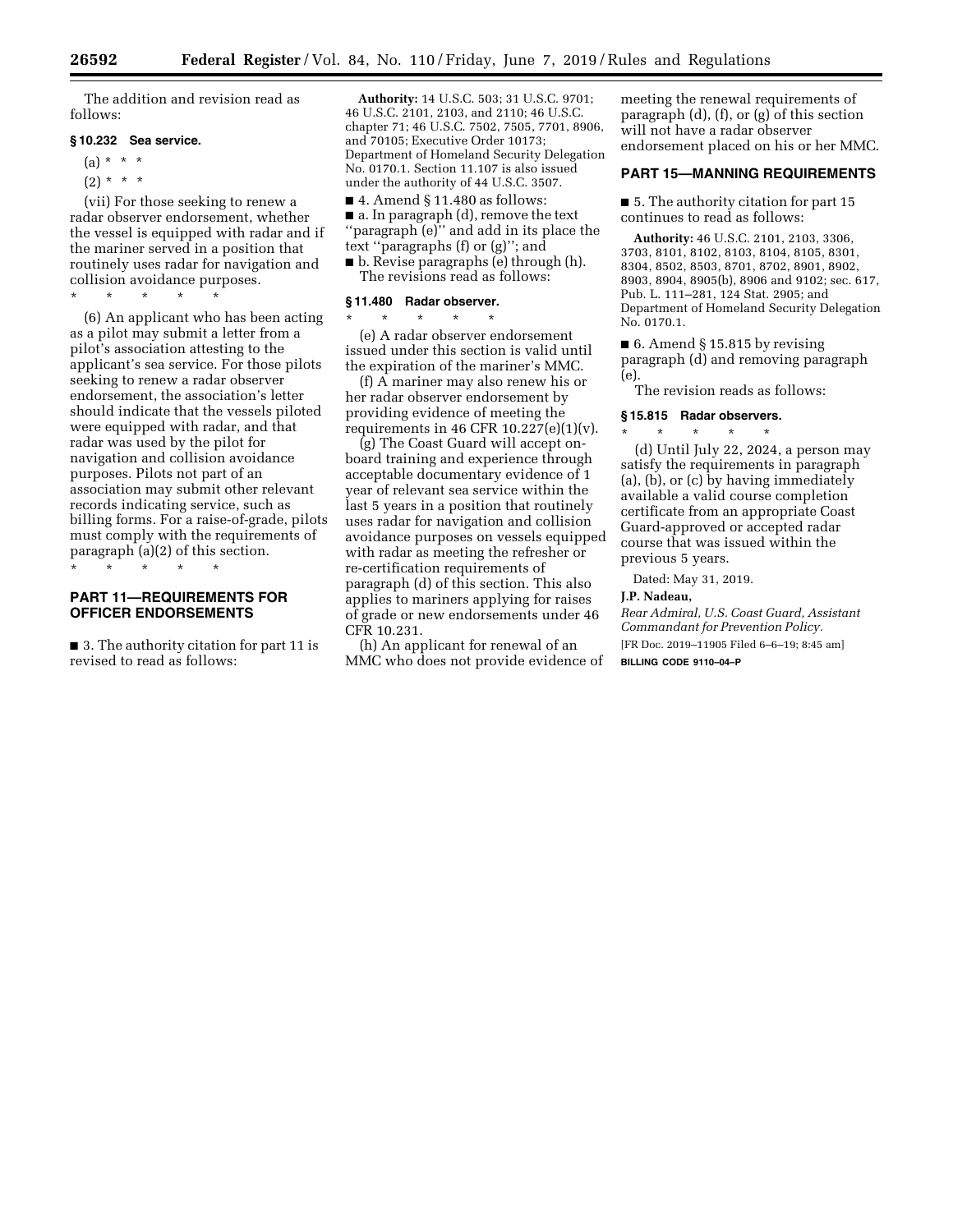The addition and revision read as follows:

**§ 10.232 Sea service.**

(a) * * *

(2) * * *

(vii) For those seeking to renew a radar observer endorsement, whether the vessel is equipped with radar and if the mariner served in a position that routinely uses radar for navigation and collision avoidance purposes.

\* \* \* \* \*

(6) An applicant who has been acting as a pilot may submit a letter from a pilot's association attesting to the applicant's sea service. For those pilots seeking to renew a radar observer endorsement, the association's letter should indicate that the vessels piloted were equipped with radar, and that radar was used by the pilot for navigation and collision avoidance purposes. Pilots not part of an association may submit other relevant records indicating service, such as billing forms. For a raise-of-grade, pilots must comply with the requirements of paragraph (a)(2) of this section.

\* \* \* \* \*

## PART 11—REQUIREMENTS FOR OFFICER ENDORSEMENTS

■ 3. The authority citation for part 11 is revised to read as follows:

**Authority:** 14 U.S.C. 503; 31 U.S.C. 9701; 46 U.S.C. 2101, 2103, and 2110; 46 U.S.C. chapter 71; 46 U.S.C. 7502, 7505, 7701, 8906, and 70105; Executive Order 10173; Department of Homeland Security Delegation No. 0170.1. Section 11.107 is also issued under the authority of 44 U.S.C. 3507.

■ 4. Amend § 11.480 as follows:

■ a. In paragraph (d), remove the text ''paragraph (e)'' and add in its place the text ''paragraphs (f) or (g)''; and

■ b. Revise paragraphs (e) through (h).

The revisions read as follows:

**§ 11.480 Radar observer.**

\* \* \* \* \*

(e) A radar observer endorsement issued under this section is valid until the expiration of the mariner's MMC.

(f) A mariner may also renew his or her radar observer endorsement by providing evidence of meeting the requirements in 46 CFR 10.227(e)(1)(v).

(g) The Coast Guard will accept on-board training and experience through acceptable documentary evidence of 1 year of relevant sea service within the last 5 years in a position that routinely uses radar for navigation and collision avoidance purposes on vessels equipped with radar as meeting the refresher or re-certification requirements of paragraph (d) of this section. This also applies to mariners applying for raises of grade or new endorsements under 46 CFR 10.231.

(h) An applicant for renewal of an MMC who does not provide evidence of meeting the renewal requirements of paragraph (d), (f), or (g) of this section will not have a radar observer endorsement placed on his or her MMC.

## PART 15—MANNING REQUIREMENTS

■ 5. The authority citation for part 15 continues to read as follows:

**Authority:** 46 U.S.C. 2101, 2103, 3306, 3703, 8101, 8102, 8103, 8104, 8105, 8301, 8304, 8502, 8503, 8701, 8702, 8901, 8902, 8903, 8904, 8905(b), 8906 and 9102; sec. 617, Pub. L. 111–281, 124 Stat. 2905; and Department of Homeland Security Delegation No. 0170.1.

■ 6. Amend § 15.815 by revising paragraph (d) and removing paragraph (e).

The revision reads as follows:

**§ 15.815 Radar observers.**

\* \* \* \* \*

(d) Until July 22, 2024, a person may satisfy the requirements in paragraph (a), (b), or (c) by having immediately available a valid course completion certificate from an appropriate Coast Guard-approved or accepted radar course that was issued within the previous 5 years.

Dated: May 31, 2019.

**J.P. Nadeau,**

*Rear Admiral, U.S. Coast Guard, Assistant Commandant for Prevention Policy.*

[FR Doc. 2019–11905 Filed 6–6–19; 8:45 am]

**BILLING CODE 9110–04–P**